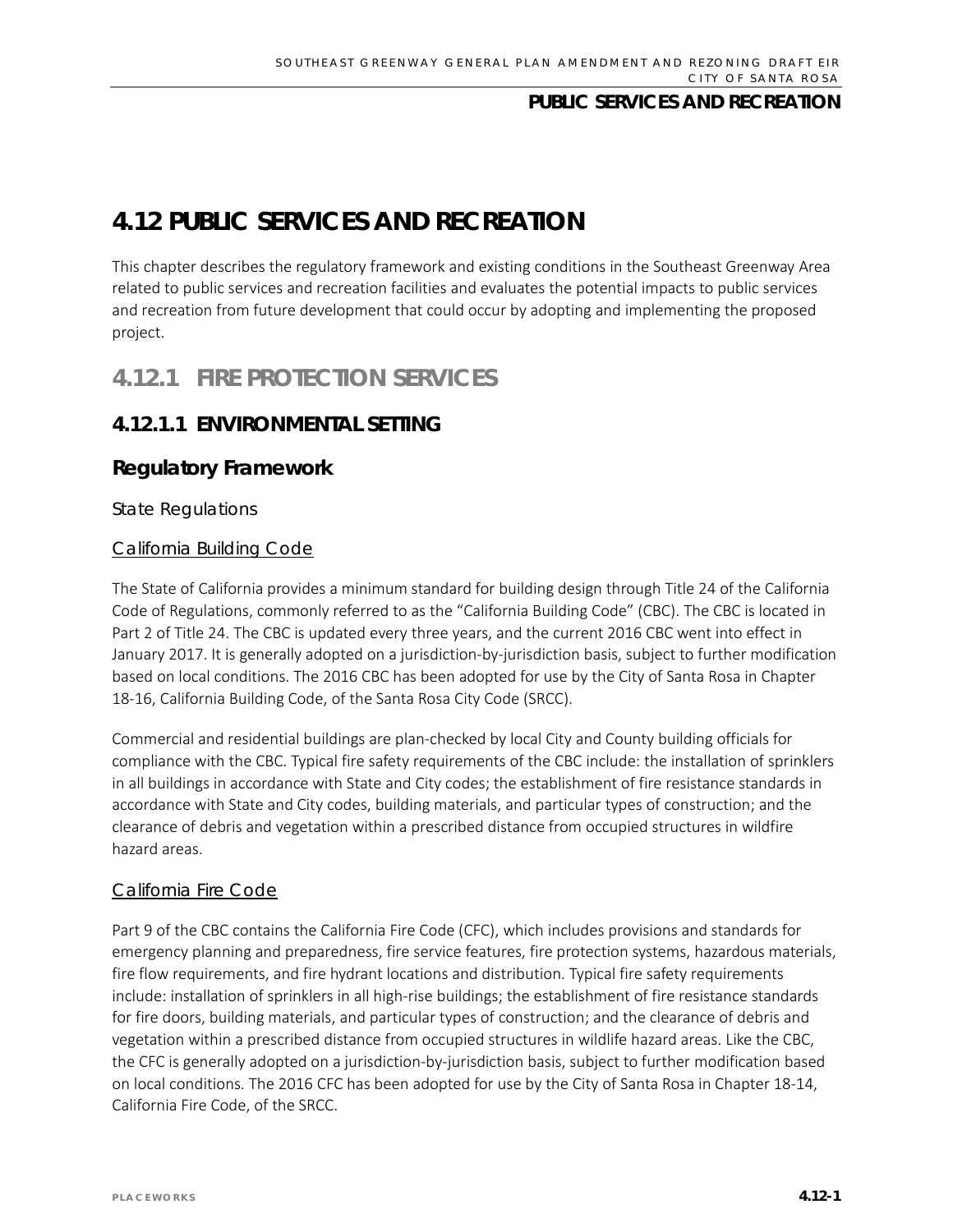# 4.12 PUBLIC SERVICES AND RECREATION

This chapter describes the regulatory framework and existing conditions in the Southeast Greenway Area related to public services and recreation facilities and evaluates the potential impacts to public services and recreation from future development that could occur by adopting and implementing the proposed project.

## 4.12.1 FIRE PROTECTION SERVICES

### 4.12.1.1 ENVIRONMENTAL SETTING

#### Regulatory Framework

##### State Regulations

California Building Code

The State of California provides a minimum standard for building design through Title 24 of the California Code of Regulations, commonly referred to as the "California Building Code" (CBC). The CBC is located in Part 2 of Title 24. The CBC is updated every three years, and the current 2016 CBC went into effect in January 2017. It is generally adopted on a jurisdiction-by-jurisdiction basis, subject to further modification based on local conditions. The 2016 CBC has been adopted for use by the City of Santa Rosa in Chapter 18-16, California Building Code, of the Santa Rosa City Code (SRCC).

Commercial and residential buildings are plan-checked by local City and County building officials for compliance with the CBC. Typical fire safety requirements of the CBC include: the installation of sprinklers in all buildings in accordance with State and City codes; the establishment of fire resistance standards in accordance with State and City codes, building materials, and particular types of construction; and the clearance of debris and vegetation within a prescribed distance from occupied structures in wildfire hazard areas.

California Fire Code

Part 9 of the CBC contains the California Fire Code (CFC), which includes provisions and standards for emergency planning and preparedness, fire service features, fire protection systems, hazardous materials, fire flow requirements, and fire hydrant locations and distribution. Typical fire safety requirements include: installation of sprinklers in all high-rise buildings; the establishment of fire resistance standards for fire doors, building materials, and particular types of construction; and the clearance of debris and vegetation within a prescribed distance from occupied structures in wildlife hazard areas. Like the CBC, the CFC is generally adopted on a jurisdiction-by-jurisdiction basis, subject to further modification based on local conditions. The 2016 CFC has been adopted for use by the City of Santa Rosa in Chapter 18-14, California Fire Code, of the SRCC.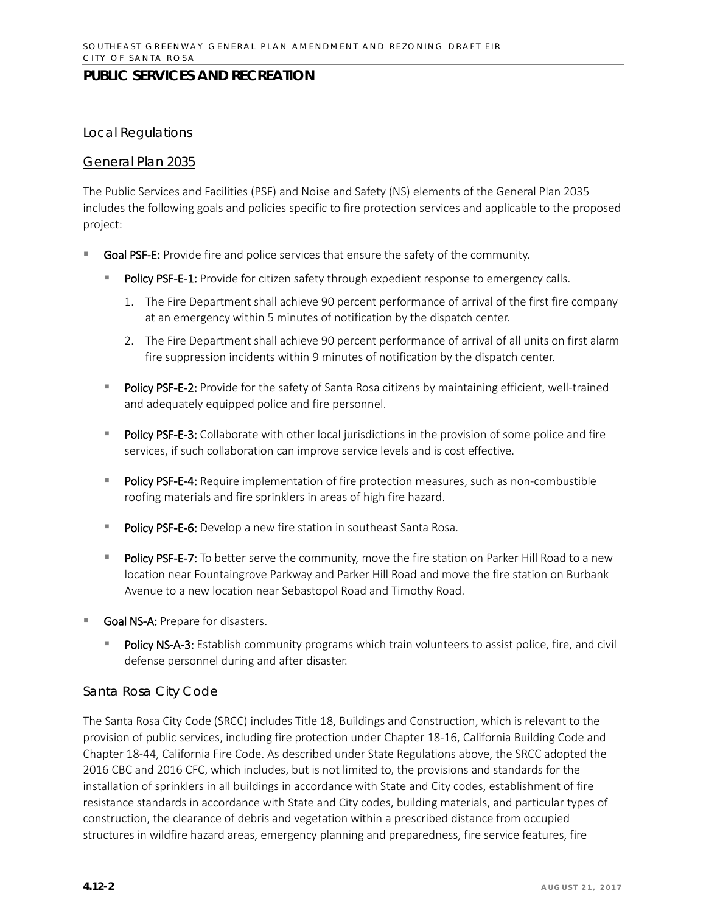## Local Regulations

### General Plan 2035

The Public Services and Facilities (PSF) and Noise and Safety (NS) elements of the General Plan 2035 includes the following goals and policies specific to fire protection services and applicable to the proposed project:

- **Goal PSF-E:** Provide fire and police services that ensure the safety of the community.
  - **Policy PSF-E-1:** Provide for citizen safety through expedient response to emergency calls.
    1. The Fire Department shall achieve 90 percent performance of arrival of the first fire company at an emergency within 5 minutes of notification by the dispatch center.
    2. The Fire Department shall achieve 90 percent performance of arrival of all units on first alarm fire suppression incidents within 9 minutes of notification by the dispatch center.
  - **Policy PSF-E-2:** Provide for the safety of Santa Rosa citizens by maintaining efficient, well-trained and adequately equipped police and fire personnel.
  - **Policy PSF-E-3:** Collaborate with other local jurisdictions in the provision of some police and fire services, if such collaboration can improve service levels and is cost effective.
  - **Policy PSF-E-4:** Require implementation of fire protection measures, such as non-combustible roofing materials and fire sprinklers in areas of high fire hazard.
  - **Policy PSF-E-6:** Develop a new fire station in southeast Santa Rosa.
  - **Policy PSF-E-7:** To better serve the community, move the fire station on Parker Hill Road to a new location near Fountaingrove Parkway and Parker Hill Road and move the fire station on Burbank Avenue to a new location near Sebastopol Road and Timothy Road.
- **Goal NS-A:** Prepare for disasters.
  - **Policy NS-A-3:** Establish community programs which train volunteers to assist police, fire, and civil defense personnel during and after disaster.

### Santa Rosa City Code

The Santa Rosa City Code (SRCC) includes Title 18, Buildings and Construction, which is relevant to the provision of public services, including fire protection under Chapter 18-16, California Building Code and Chapter 18-44, California Fire Code. As described under State Regulations above, the SRCC adopted the 2016 CBC and 2016 CFC, which includes, but is not limited to, the provisions and standards for the installation of sprinklers in all buildings in accordance with State and City codes, establishment of fire resistance standards in accordance with State and City codes, building materials, and particular types of construction, the clearance of debris and vegetation within a prescribed distance from occupied structures in wildfire hazard areas, emergency planning and preparedness, fire service features, fire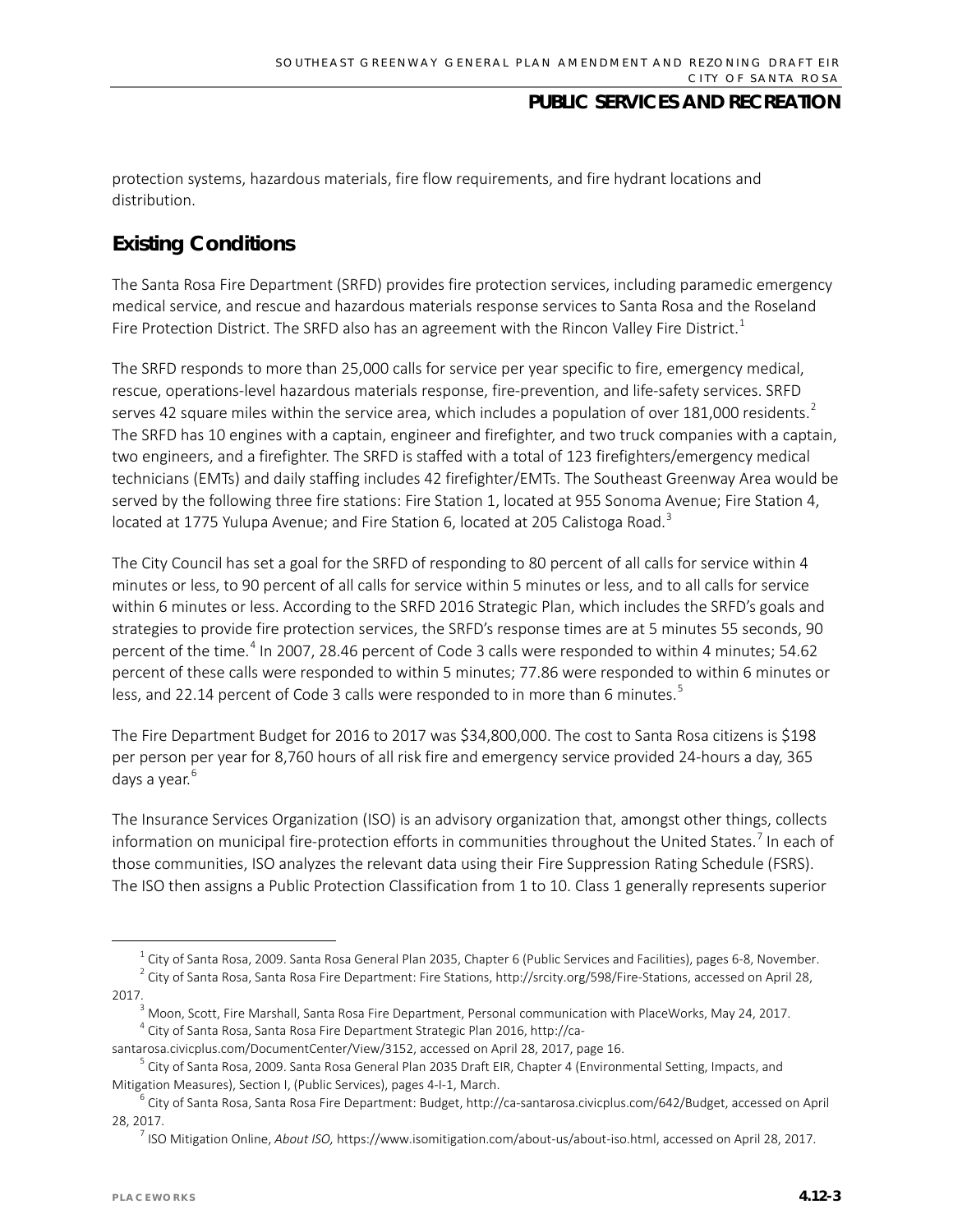protection systems, hazardous materials, fire flow requirements, and fire hydrant locations and distribution.

## Existing Conditions

The Santa Rosa Fire Department (SRFD) provides fire protection services, including paramedic emergency medical service, and rescue and hazardous materials response services to Santa Rosa and the Roseland Fire Protection District. The SRFD also has an agreement with the Rincon Valley Fire District.[1]

The SRFD responds to more than 25,000 calls for service per year specific to fire, emergency medical, rescue, operations-level hazardous materials response, fire-prevention, and life-safety services. SRFD serves 42 square miles within the service area, which includes a population of over 181,000 residents.[2] The SRFD has 10 engines with a captain, engineer and firefighter, and two truck companies with a captain, two engineers, and a firefighter. The SRFD is staffed with a total of 123 firefighters/emergency medical technicians (EMTs) and daily staffing includes 42 firefighter/EMTs. The Southeast Greenway Area would be served by the following three fire stations: Fire Station 1, located at 955 Sonoma Avenue; Fire Station 4, located at 1775 Yulupa Avenue; and Fire Station 6, located at 205 Calistoga Road.[3]

The City Council has set a goal for the SRFD of responding to 80 percent of all calls for service within 4 minutes or less, to 90 percent of all calls for service within 5 minutes or less, and to all calls for service within 6 minutes or less. According to the SRFD 2016 Strategic Plan, which includes the SRFD's goals and strategies to provide fire protection services, the SRFD's response times are at 5 minutes 55 seconds, 90 percent of the time.[4] In 2007, 28.46 percent of Code 3 calls were responded to within 4 minutes; 54.62 percent of these calls were responded to within 5 minutes; 77.86 were responded to within 6 minutes or less, and 22.14 percent of Code 3 calls were responded to in more than 6 minutes.[5]

The Fire Department Budget for 2016 to 2017 was $34,800,000. The cost to Santa Rosa citizens is $198 per person per year for 8,760 hours of all risk fire and emergency service provided 24-hours a day, 365 days a year.[6]

The Insurance Services Organization (ISO) is an advisory organization that, amongst other things, collects information on municipal fire-protection efforts in communities throughout the United States.[7] In each of those communities, ISO analyzes the relevant data using their Fire Suppression Rating Schedule (FSRS). The ISO then assigns a Public Protection Classification from 1 to 10. Class 1 generally represents superior

---

[1] City of Santa Rosa, 2009. Santa Rosa General Plan 2035, Chapter 6 (Public Services and Facilities), pages 6-8, November.

[2] City of Santa Rosa, Santa Rosa Fire Department: Fire Stations, http://srcity.org/598/Fire-Stations, accessed on April 28, 2017.

[3] Moon, Scott, Fire Marshall, Santa Rosa Fire Department, Personal communication with PlaceWorks, May 24, 2017.

[4] City of Santa Rosa, Santa Rosa Fire Department Strategic Plan 2016, http://ca-santarosa.civicplus.com/DocumentCenter/View/3152, accessed on April 28, 2017, page 16.

[5] City of Santa Rosa, 2009. Santa Rosa General Plan 2035 Draft EIR, Chapter 4 (Environmental Setting, Impacts, and Mitigation Measures), Section I, (Public Services), pages 4-I-1, March.

[6] City of Santa Rosa, Santa Rosa Fire Department: Budget, http://ca-santarosa.civicplus.com/642/Budget, accessed on April 28, 2017.

[7] ISO Mitigation Online, *About ISO,* https://www.isomitigation.com/about-us/about-iso.html, accessed on April 28, 2017.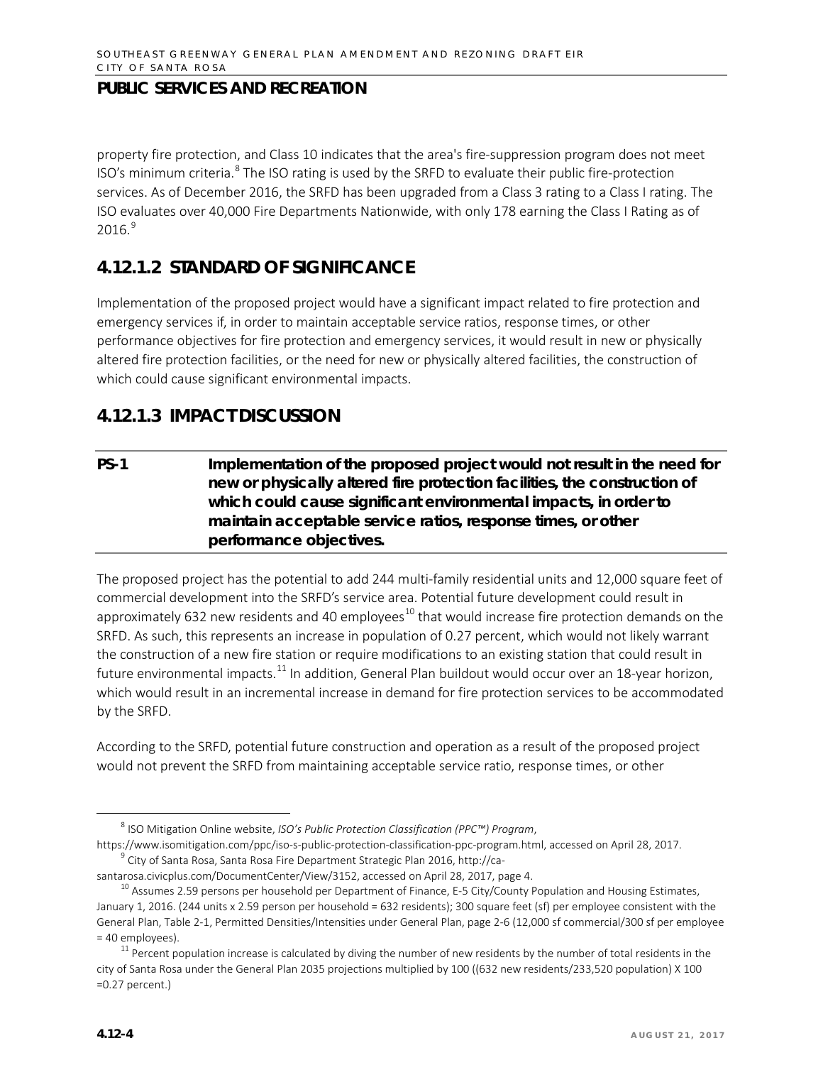property fire protection, and Class 10 indicates that the area's fire-suppression program does not meet ISO's minimum criteria.[8] The ISO rating is used by the SRFD to evaluate their public fire-protection services. As of December 2016, the SRFD has been upgraded from a Class 3 rating to a Class I rating. The ISO evaluates over 40,000 Fire Departments Nationwide, with only 178 earning the Class I Rating as of 2016.[9]

## 4.12.1.2 STANDARD OF SIGNIFICANCE

Implementation of the proposed project would have a significant impact related to fire protection and emergency services if, in order to maintain acceptable service ratios, response times, or other performance objectives for fire protection and emergency services, it would result in new or physically altered fire protection facilities, or the need for new or physically altered facilities, the construction of which could cause significant environmental impacts.

## 4.12.1.3 IMPACT DISCUSSION

| PS-1 | Implementation of the proposed project would not result in the need for new or physically altered fire protection facilities, the construction of which could cause significant environmental impacts, in order to maintain acceptable service ratios, response times, or other performance objectives. |
|---|---|

The proposed project has the potential to add 244 multi-family residential units and 12,000 square feet of commercial development into the SRFD's service area. Potential future development could result in approximately 632 new residents and 40 employees[10] that would increase fire protection demands on the SRFD. As such, this represents an increase in population of 0.27 percent, which would not likely warrant the construction of a new fire station or require modifications to an existing station that could result in future environmental impacts.[11] In addition, General Plan buildout would occur over an 18-year horizon, which would result in an incremental increase in demand for fire protection services to be accommodated by the SRFD.

According to the SRFD, potential future construction and operation as a result of the proposed project would not prevent the SRFD from maintaining acceptable service ratio, response times, or other

---

[8] ISO Mitigation Online website, *ISO's Public Protection Classification (PPC™) Program*, https://www.isomitigation.com/ppc/iso-s-public-protection-classification-ppc-program.html, accessed on April 28, 2017.

[9] City of Santa Rosa, Santa Rosa Fire Department Strategic Plan 2016, http://ca-santarosa.civicplus.com/DocumentCenter/View/3152, accessed on April 28, 2017, page 4.

[10] Assumes 2.59 persons per household per Department of Finance, E-5 City/County Population and Housing Estimates, January 1, 2016. (244 units x 2.59 person per household = 632 residents); 300 square feet (sf) per employee consistent with the General Plan, Table 2-1, Permitted Densities/Intensities under General Plan, page 2-6 (12,000 sf commercial/300 sf per employee = 40 employees).

[11] Percent population increase is calculated by diving the number of new residents by the number of total residents in the city of Santa Rosa under the General Plan 2035 projections multiplied by 100 ((632 new residents/233,520 population) X 100 =0.27 percent.)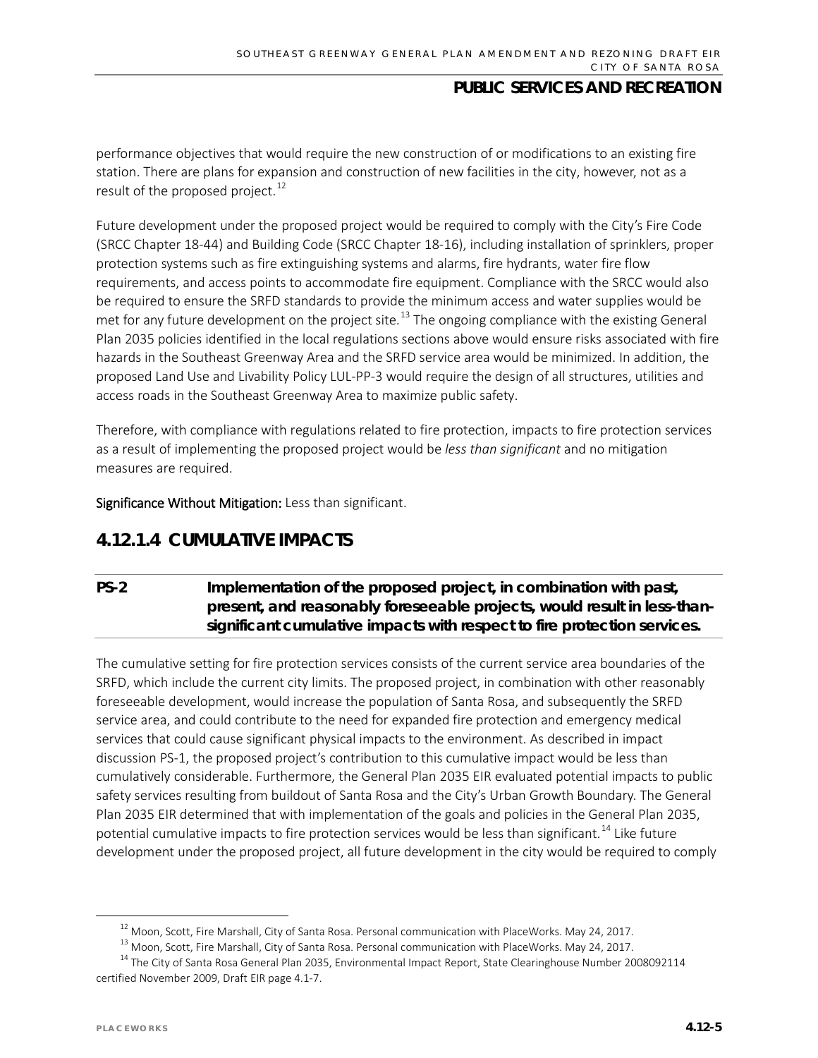performance objectives that would require the new construction of or modifications to an existing fire station. There are plans for expansion and construction of new facilities in the city, however, not as a result of the proposed project.[12]

Future development under the proposed project would be required to comply with the City's Fire Code (SRCC Chapter 18-44) and Building Code (SRCC Chapter 18-16), including installation of sprinklers, proper protection systems such as fire extinguishing systems and alarms, fire hydrants, water fire flow requirements, and access points to accommodate fire equipment. Compliance with the SRCC would also be required to ensure the SRFD standards to provide the minimum access and water supplies would be met for any future development on the project site.[13] The ongoing compliance with the existing General Plan 2035 policies identified in the local regulations sections above would ensure risks associated with fire hazards in the Southeast Greenway Area and the SRFD service area would be minimized. In addition, the proposed Land Use and Livability Policy LUL-PP-3 would require the design of all structures, utilities and access roads in the Southeast Greenway Area to maximize public safety.

Therefore, with compliance with regulations related to fire protection, impacts to fire protection services as a result of implementing the proposed project would be *less than significant* and no mitigation measures are required.

**Significance Without Mitigation:** Less than significant.

## 4.12.1.4 CUMULATIVE IMPACTS

**PS-2 Implementation of the proposed project, in combination with past, present, and reasonably foreseeable projects, would result in less-than-significant cumulative impacts with respect to fire protection services.**

The cumulative setting for fire protection services consists of the current service area boundaries of the SRFD, which include the current city limits. The proposed project, in combination with other reasonably foreseeable development, would increase the population of Santa Rosa, and subsequently the SRFD service area, and could contribute to the need for expanded fire protection and emergency medical services that could cause significant physical impacts to the environment. As described in impact discussion PS-1, the proposed project's contribution to this cumulative impact would be less than cumulatively considerable. Furthermore, the General Plan 2035 EIR evaluated potential impacts to public safety services resulting from buildout of Santa Rosa and the City's Urban Growth Boundary. The General Plan 2035 EIR determined that with implementation of the goals and policies in the General Plan 2035, potential cumulative impacts to fire protection services would be less than significant.[14] Like future development under the proposed project, all future development in the city would be required to comply

[12] Moon, Scott, Fire Marshall, City of Santa Rosa. Personal communication with PlaceWorks. May 24, 2017.

[13] Moon, Scott, Fire Marshall, City of Santa Rosa. Personal communication with PlaceWorks. May 24, 2017.

[14] The City of Santa Rosa General Plan 2035, Environmental Impact Report, State Clearinghouse Number 2008092114 certified November 2009, Draft EIR page 4.1-7.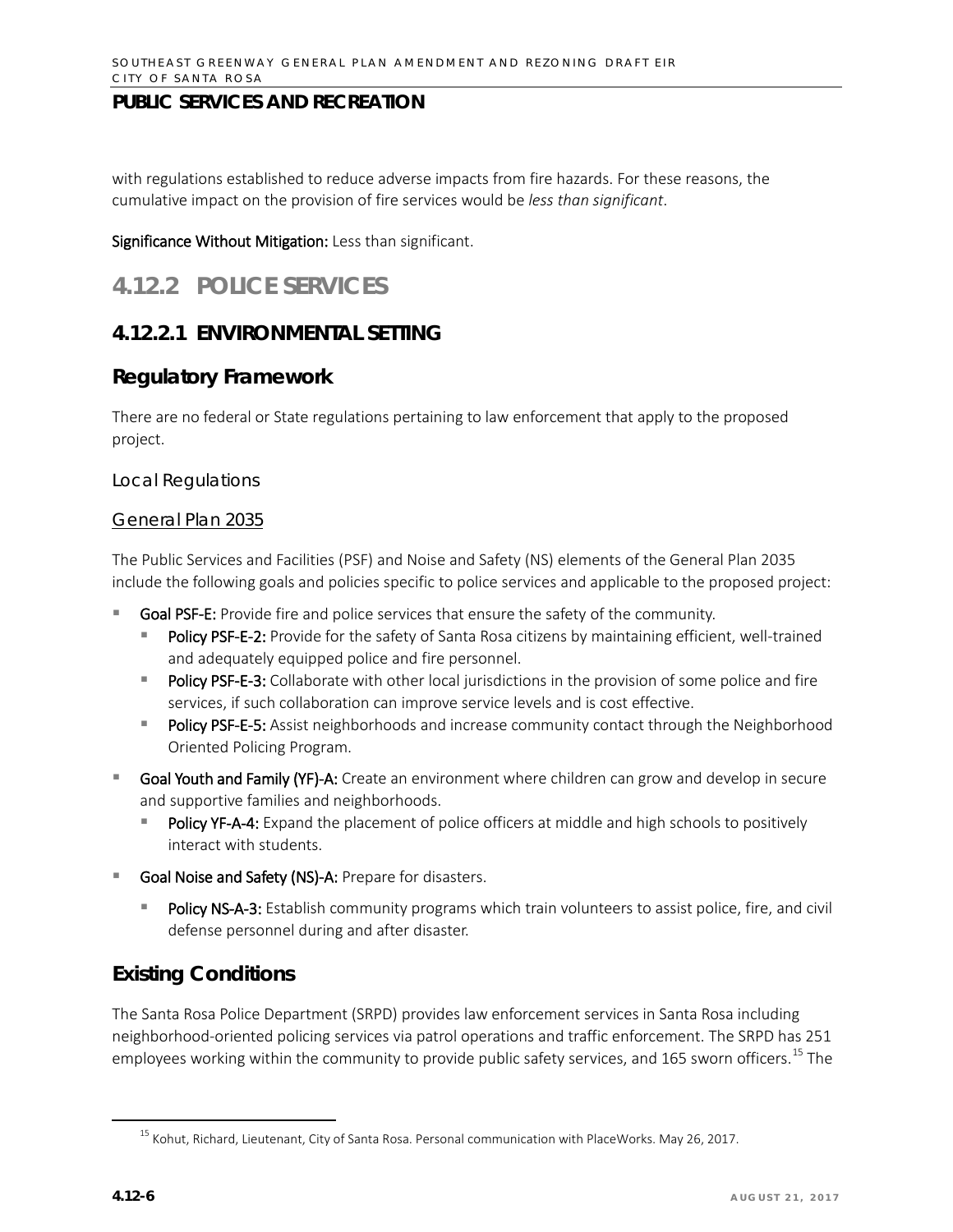with regulations established to reduce adverse impacts from fire hazards. For these reasons, the cumulative impact on the provision of fire services would be *less than significant*.

**Significance Without Mitigation:** Less than significant.

## 4.12.2 POLICE SERVICES

### 4.12.2.1 ENVIRONMENTAL SETTING

### Regulatory Framework

There are no federal or State regulations pertaining to law enforcement that apply to the proposed project.

#### Local Regulations

##### General Plan 2035

The Public Services and Facilities (PSF) and Noise and Safety (NS) elements of the General Plan 2035 include the following goals and policies specific to police services and applicable to the proposed project:

- **Goal PSF-E:** Provide fire and police services that ensure the safety of the community.
  - **Policy PSF-E-2:** Provide for the safety of Santa Rosa citizens by maintaining efficient, well-trained and adequately equipped police and fire personnel.
  - **Policy PSF-E-3:** Collaborate with other local jurisdictions in the provision of some police and fire services, if such collaboration can improve service levels and is cost effective.
  - **Policy PSF-E-5:** Assist neighborhoods and increase community contact through the Neighborhood Oriented Policing Program.
- **Goal Youth and Family (YF)-A:** Create an environment where children can grow and develop in secure and supportive families and neighborhoods.
  - **Policy YF-A-4:** Expand the placement of police officers at middle and high schools to positively interact with students.
- **Goal Noise and Safety (NS)-A:** Prepare for disasters.
  - **Policy NS-A-3:** Establish community programs which train volunteers to assist police, fire, and civil defense personnel during and after disaster.

### Existing Conditions

The Santa Rosa Police Department (SRPD) provides law enforcement services in Santa Rosa including neighborhood-oriented policing services via patrol operations and traffic enforcement. The SRPD has 251 employees working within the community to provide public safety services, and 165 sworn officers.[15] The

[15] Kohut, Richard, Lieutenant, City of Santa Rosa. Personal communication with PlaceWorks. May 26, 2017.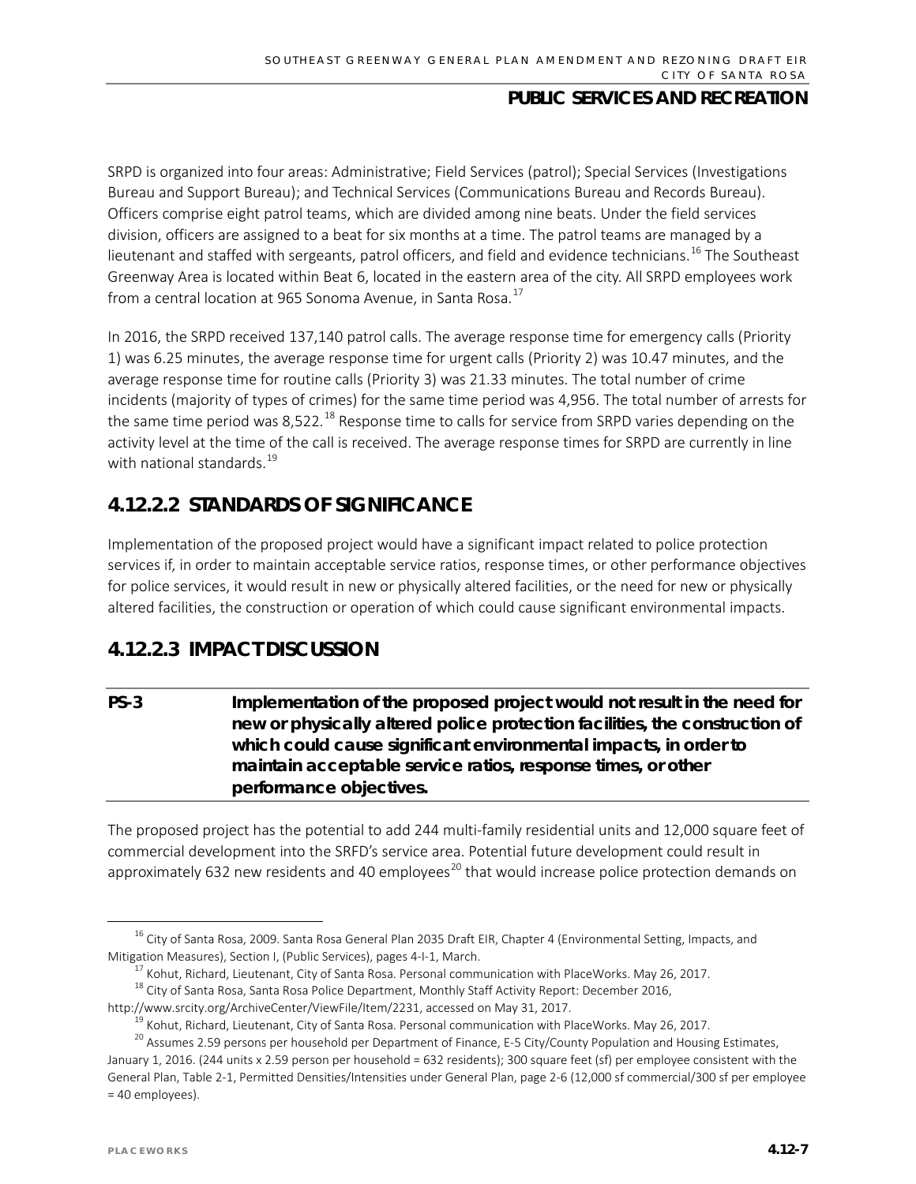SRPD is organized into four areas: Administrative; Field Services (patrol); Special Services (Investigations Bureau and Support Bureau); and Technical Services (Communications Bureau and Records Bureau). Officers comprise eight patrol teams, which are divided among nine beats. Under the field services division, officers are assigned to a beat for six months at a time. The patrol teams are managed by a lieutenant and staffed with sergeants, patrol officers, and field and evidence technicians.[16] The Southeast Greenway Area is located within Beat 6, located in the eastern area of the city. All SRPD employees work from a central location at 965 Sonoma Avenue, in Santa Rosa.[17]

In 2016, the SRPD received 137,140 patrol calls. The average response time for emergency calls (Priority 1) was 6.25 minutes, the average response time for urgent calls (Priority 2) was 10.47 minutes, and the average response time for routine calls (Priority 3) was 21.33 minutes. The total number of crime incidents (majority of types of crimes) for the same time period was 4,956. The total number of arrests for the same time period was 8,522.[18] Response time to calls for service from SRPD varies depending on the activity level at the time of the call is received. The average response times for SRPD are currently in line with national standards.[19]

## 4.12.2.2 STANDARDS OF SIGNIFICANCE

Implementation of the proposed project would have a significant impact related to police protection services if, in order to maintain acceptable service ratios, response times, or other performance objectives for police services, it would result in new or physically altered facilities, or the need for new or physically altered facilities, the construction or operation of which could cause significant environmental impacts.

## 4.12.2.3 IMPACT DISCUSSION

**PS-3 Implementation of the proposed project would not result in the need for new or physically altered police protection facilities, the construction of which could cause significant environmental impacts, in order to maintain acceptable service ratios, response times, or other performance objectives.**

The proposed project has the potential to add 244 multi-family residential units and 12,000 square feet of commercial development into the SRFD's service area. Potential future development could result in approximately 632 new residents and 40 employees[20] that would increase police protection demands on

---

[16] City of Santa Rosa, 2009. Santa Rosa General Plan 2035 Draft EIR, Chapter 4 (Environmental Setting, Impacts, and Mitigation Measures), Section I, (Public Services), pages 4-I-1, March.

[17] Kohut, Richard, Lieutenant, City of Santa Rosa. Personal communication with PlaceWorks. May 26, 2017.

[18] City of Santa Rosa, Santa Rosa Police Department, Monthly Staff Activity Report: December 2016, http://www.srcity.org/ArchiveCenter/ViewFile/Item/2231, accessed on May 31, 2017.

[19] Kohut, Richard, Lieutenant, City of Santa Rosa. Personal communication with PlaceWorks. May 26, 2017.

[20] Assumes 2.59 persons per household per Department of Finance, E-5 City/County Population and Housing Estimates, January 1, 2016. (244 units x 2.59 person per household = 632 residents); 300 square feet (sf) per employee consistent with the General Plan, Table 2-1, Permitted Densities/Intensities under General Plan, page 2-6 (12,000 sf commercial/300 sf per employee = 40 employees).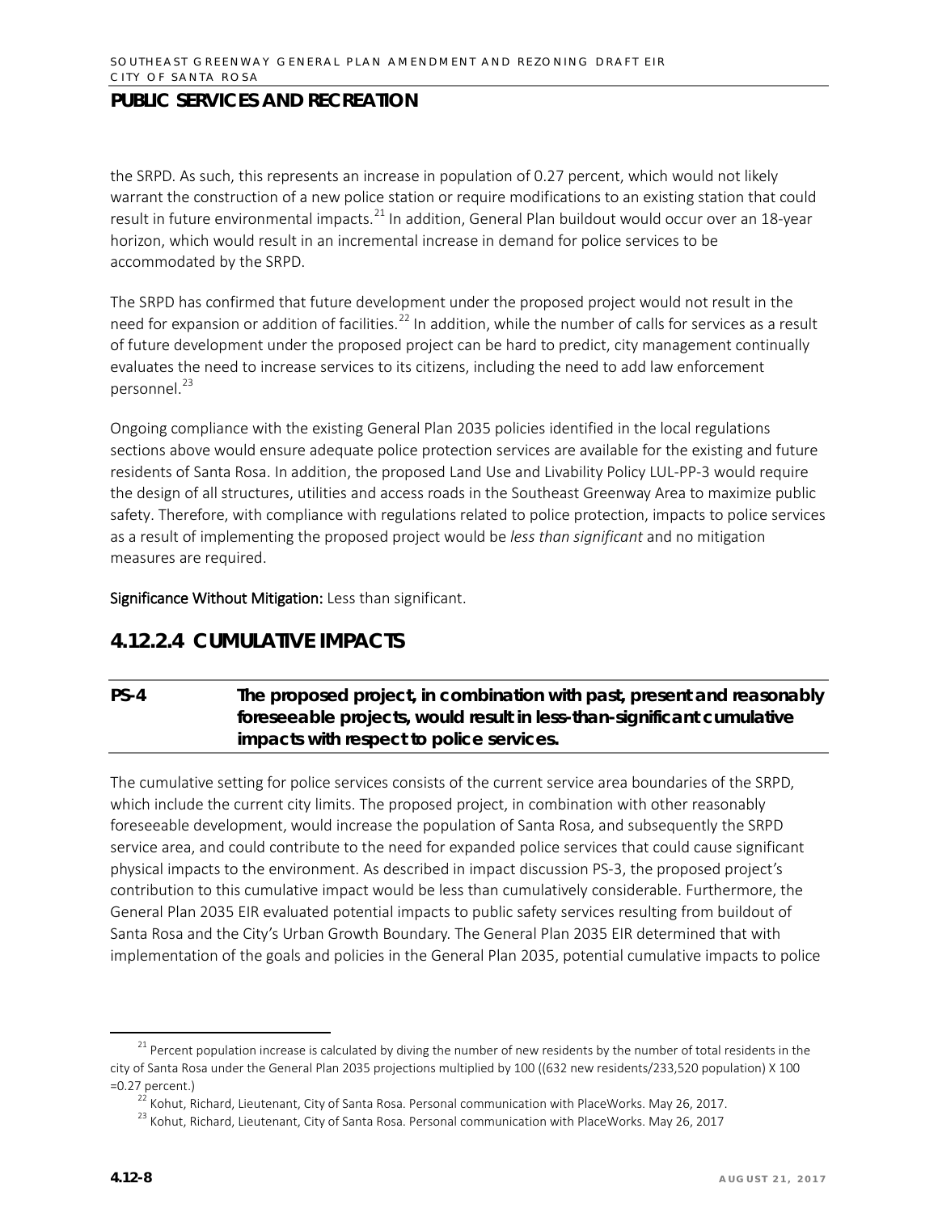the SRPD. As such, this represents an increase in population of 0.27 percent, which would not likely warrant the construction of a new police station or require modifications to an existing station that could result in future environmental impacts.[21] In addition, General Plan buildout would occur over an 18-year horizon, which would result in an incremental increase in demand for police services to be accommodated by the SRPD.

The SRPD has confirmed that future development under the proposed project would not result in the need for expansion or addition of facilities.[22] In addition, while the number of calls for services as a result of future development under the proposed project can be hard to predict, city management continually evaluates the need to increase services to its citizens, including the need to add law enforcement personnel.[23]

Ongoing compliance with the existing General Plan 2035 policies identified in the local regulations sections above would ensure adequate police protection services are available for the existing and future residents of Santa Rosa. In addition, the proposed Land Use and Livability Policy LUL-PP-3 would require the design of all structures, utilities and access roads in the Southeast Greenway Area to maximize public safety. Therefore, with compliance with regulations related to police protection, impacts to police services as a result of implementing the proposed project would be *less than significant* and no mitigation measures are required.

**Significance Without Mitigation:** Less than significant.

## 4.12.2.4 CUMULATIVE IMPACTS

**PS-4 The proposed project, in combination with past, present and reasonably foreseeable projects, would result in less-than-significant cumulative impacts with respect to police services.**

The cumulative setting for police services consists of the current service area boundaries of the SRPD, which include the current city limits. The proposed project, in combination with other reasonably foreseeable development, would increase the population of Santa Rosa, and subsequently the SRPD service area, and could contribute to the need for expanded police services that could cause significant physical impacts to the environment. As described in impact discussion PS-3, the proposed project's contribution to this cumulative impact would be less than cumulatively considerable. Furthermore, the General Plan 2035 EIR evaluated potential impacts to public safety services resulting from buildout of Santa Rosa and the City's Urban Growth Boundary. The General Plan 2035 EIR determined that with implementation of the goals and policies in the General Plan 2035, potential cumulative impacts to police

---

[21] Percent population increase is calculated by diving the number of new residents by the number of total residents in the city of Santa Rosa under the General Plan 2035 projections multiplied by 100 ((632 new residents/233,520 population) X 100 =0.27 percent.)

[22] Kohut, Richard, Lieutenant, City of Santa Rosa. Personal communication with PlaceWorks. May 26, 2017.

[23] Kohut, Richard, Lieutenant, City of Santa Rosa. Personal communication with PlaceWorks. May 26, 2017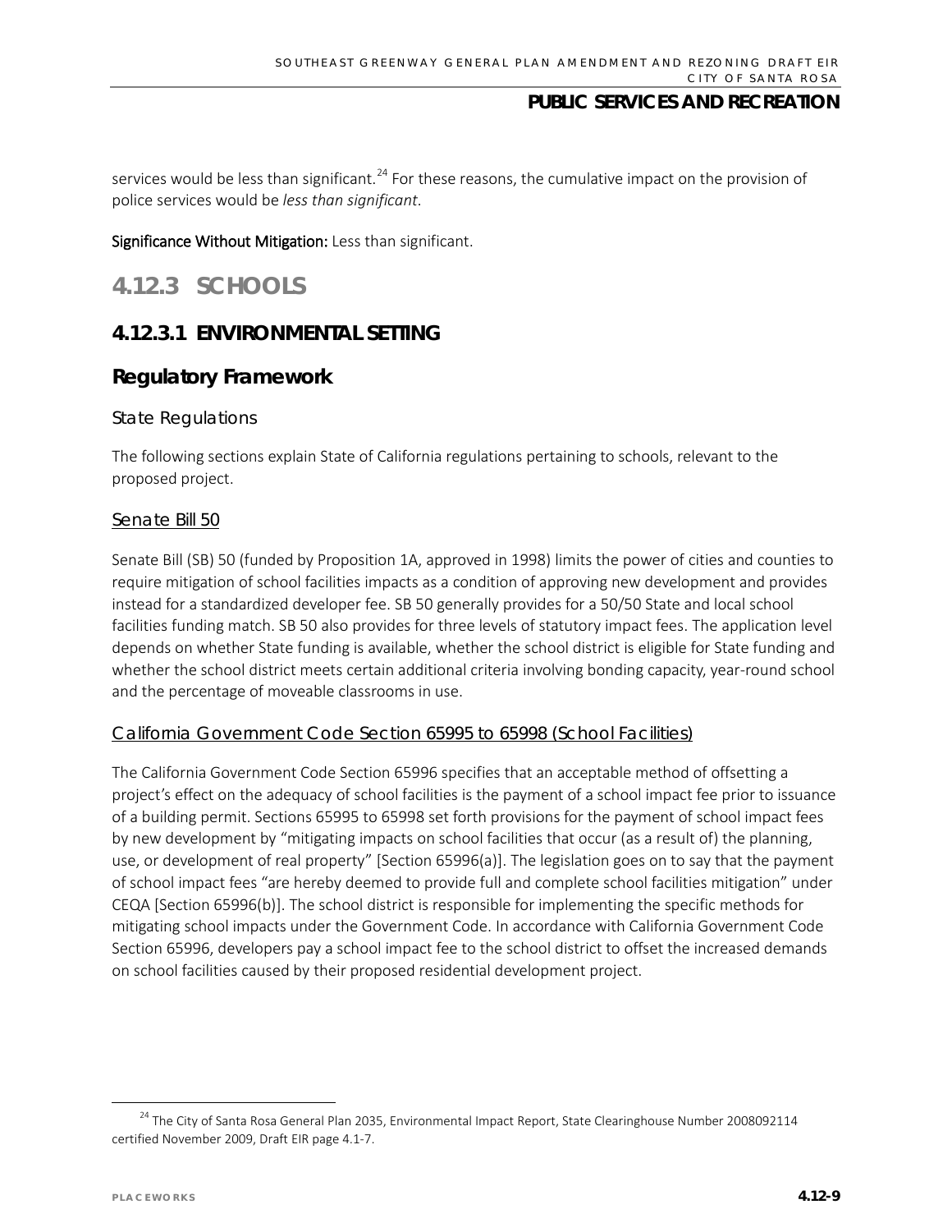services would be less than significant.[24] For these reasons, the cumulative impact on the provision of police services would be *less than significant*.

**Significance Without Mitigation:** Less than significant.

## 4.12.3 SCHOOLS

### 4.12.3.1 ENVIRONMENTAL SETTING

#### Regulatory Framework

##### State Regulations

The following sections explain State of California regulations pertaining to schools, relevant to the proposed project.

###### Senate Bill 50

Senate Bill (SB) 50 (funded by Proposition 1A, approved in 1998) limits the power of cities and counties to require mitigation of school facilities impacts as a condition of approving new development and provides instead for a standardized developer fee. SB 50 generally provides for a 50/50 State and local school facilities funding match. SB 50 also provides for three levels of statutory impact fees. The application level depends on whether State funding is available, whether the school district is eligible for State funding and whether the school district meets certain additional criteria involving bonding capacity, year-round school and the percentage of moveable classrooms in use.

###### California Government Code Section 65995 to 65998 (School Facilities)

The California Government Code Section 65996 specifies that an acceptable method of offsetting a project's effect on the adequacy of school facilities is the payment of a school impact fee prior to issuance of a building permit. Sections 65995 to 65998 set forth provisions for the payment of school impact fees by new development by "mitigating impacts on school facilities that occur (as a result of) the planning, use, or development of real property" [Section 65996(a)]. The legislation goes on to say that the payment of school impact fees "are hereby deemed to provide full and complete school facilities mitigation" under CEQA [Section 65996(b)]. The school district is responsible for implementing the specific methods for mitigating school impacts under the Government Code. In accordance with California Government Code Section 65996, developers pay a school impact fee to the school district to offset the increased demands on school facilities caused by their proposed residential development project.

---

[24] The City of Santa Rosa General Plan 2035, Environmental Impact Report, State Clearinghouse Number 2008092114 certified November 2009, Draft EIR page 4.1-7.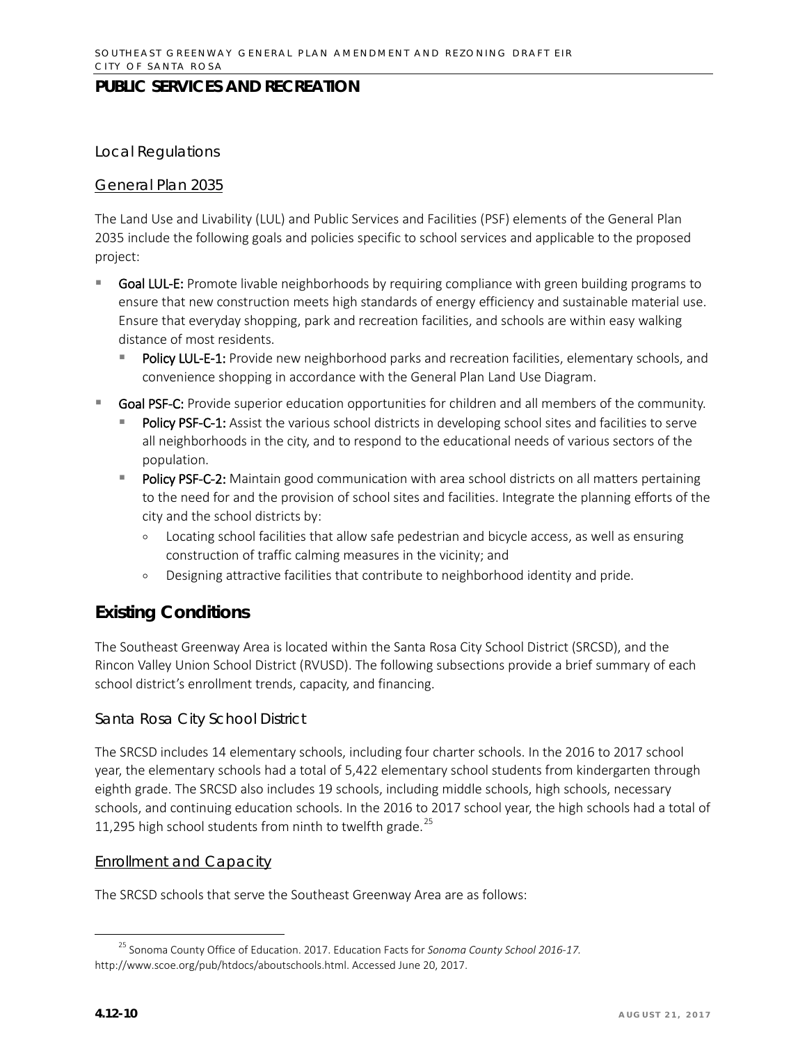# PUBLIC SERVICES AND RECREATION

### Local Regulations

#### General Plan 2035

The Land Use and Livability (LUL) and Public Services and Facilities (PSF) elements of the General Plan 2035 include the following goals and policies specific to school services and applicable to the proposed project:

- **Goal LUL-E:** Promote livable neighborhoods by requiring compliance with green building programs to ensure that new construction meets high standards of energy efficiency and sustainable material use. Ensure that everyday shopping, park and recreation facilities, and schools are within easy walking distance of most residents.
  - **Policy LUL-E-1:** Provide new neighborhood parks and recreation facilities, elementary schools, and convenience shopping in accordance with the General Plan Land Use Diagram.
- **Goal PSF-C:** Provide superior education opportunities for children and all members of the community.
  - **Policy PSF-C-1:** Assist the various school districts in developing school sites and facilities to serve all neighborhoods in the city, and to respond to the educational needs of various sectors of the population.
  - **Policy PSF-C-2:** Maintain good communication with area school districts on all matters pertaining to the need for and the provision of school sites and facilities. Integrate the planning efforts of the city and the school districts by:
    - Locating school facilities that allow safe pedestrian and bicycle access, as well as ensuring construction of traffic calming measures in the vicinity; and
    - Designing attractive facilities that contribute to neighborhood identity and pride.

## Existing Conditions

The Southeast Greenway Area is located within the Santa Rosa City School District (SRCSD), and the Rincon Valley Union School District (RVUSD). The following subsections provide a brief summary of each school district's enrollment trends, capacity, and financing.

### Santa Rosa City School District

The SRCSD includes 14 elementary schools, including four charter schools. In the 2016 to 2017 school year, the elementary schools had a total of 5,422 elementary school students from kindergarten through eighth grade. The SRCSD also includes 19 schools, including middle schools, high schools, necessary schools, and continuing education schools. In the 2016 to 2017 school year, the high schools had a total of 11,295 high school students from ninth to twelfth grade.[25]

#### Enrollment and Capacity

The SRCSD schools that serve the Southeast Greenway Area are as follows:

[25] Sonoma County Office of Education. 2017. Education Facts for *Sonoma County School 2016-17.* http://www.scoe.org/pub/htdocs/aboutschools.html. Accessed June 20, 2017.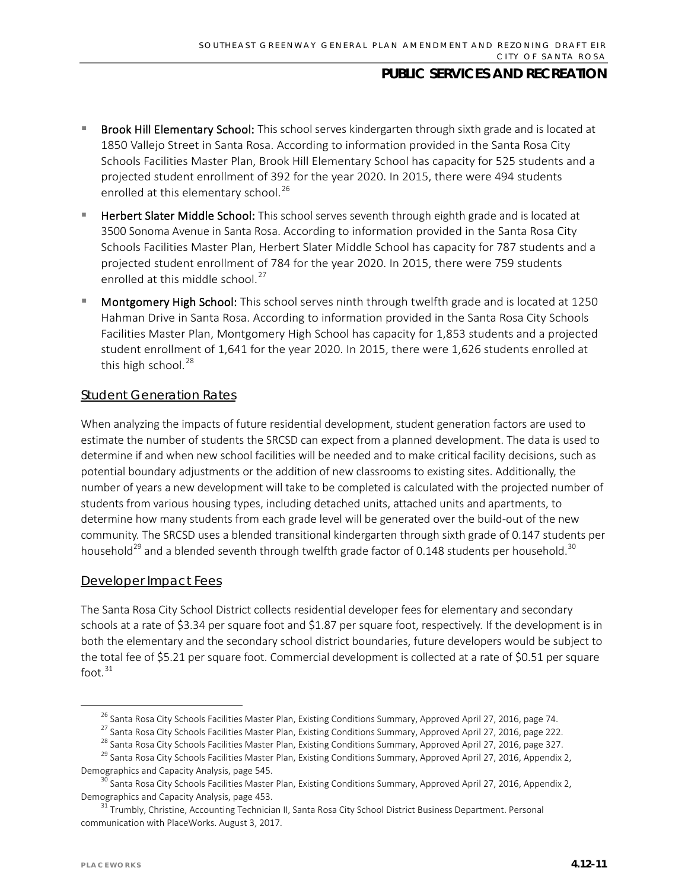- **Brook Hill Elementary School:** This school serves kindergarten through sixth grade and is located at 1850 Vallejo Street in Santa Rosa. According to information provided in the Santa Rosa City Schools Facilities Master Plan, Brook Hill Elementary School has capacity for 525 students and a projected student enrollment of 392 for the year 2020. In 2015, there were 494 students enrolled at this elementary school.[26]
- **Herbert Slater Middle School:** This school serves seventh through eighth grade and is located at 3500 Sonoma Avenue in Santa Rosa. According to information provided in the Santa Rosa City Schools Facilities Master Plan, Herbert Slater Middle School has capacity for 787 students and a projected student enrollment of 784 for the year 2020. In 2015, there were 759 students enrolled at this middle school.[27]
- **Montgomery High School:** This school serves ninth through twelfth grade and is located at 1250 Hahman Drive in Santa Rosa. According to information provided in the Santa Rosa City Schools Facilities Master Plan, Montgomery High School has capacity for 1,853 students and a projected student enrollment of 1,641 for the year 2020. In 2015, there were 1,626 students enrolled at this high school.[28]

## Student Generation Rates

When analyzing the impacts of future residential development, student generation factors are used to estimate the number of students the SRCSD can expect from a planned development. The data is used to determine if and when new school facilities will be needed and to make critical facility decisions, such as potential boundary adjustments or the addition of new classrooms to existing sites. Additionally, the number of years a new development will take to be completed is calculated with the projected number of students from various housing types, including detached units, attached units and apartments, to determine how many students from each grade level will be generated over the build-out of the new community. The SRCSD uses a blended transitional kindergarten through sixth grade of 0.147 students per household[29] and a blended seventh through twelfth grade factor of 0.148 students per household.[30]

## Developer Impact Fees

The Santa Rosa City School District collects residential developer fees for elementary and secondary schools at a rate of $3.34 per square foot and $1.87 per square foot, respectively. If the development is in both the elementary and the secondary school district boundaries, future developers would be subject to the total fee of $5.21 per square foot. Commercial development is collected at a rate of $0.51 per square foot.[31]

---

[26] Santa Rosa City Schools Facilities Master Plan, Existing Conditions Summary, Approved April 27, 2016, page 74.

[27] Santa Rosa City Schools Facilities Master Plan, Existing Conditions Summary, Approved April 27, 2016, page 222.

[28] Santa Rosa City Schools Facilities Master Plan, Existing Conditions Summary, Approved April 27, 2016, page 327.

[29] Santa Rosa City Schools Facilities Master Plan, Existing Conditions Summary, Approved April 27, 2016, Appendix 2, Demographics and Capacity Analysis, page 545.

[30] Santa Rosa City Schools Facilities Master Plan, Existing Conditions Summary, Approved April 27, 2016, Appendix 2, Demographics and Capacity Analysis, page 453.

[31] Trumbly, Christine, Accounting Technician II, Santa Rosa City School District Business Department. Personal communication with PlaceWorks. August 3, 2017.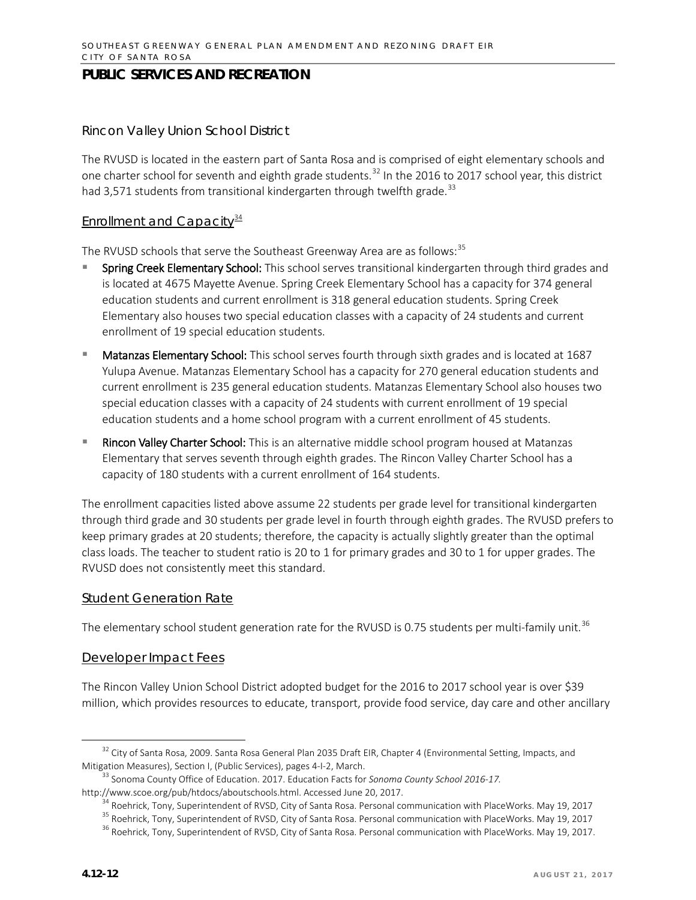# PUBLIC SERVICES AND RECREATION

### Rincon Valley Union School District

The RVUSD is located in the eastern part of Santa Rosa and is comprised of eight elementary schools and one charter school for seventh and eighth grade students.[32] In the 2016 to 2017 school year, this district had 3,571 students from transitional kindergarten through twelfth grade.[33]

#### Enrollment and Capacity[34]

The RVUSD schools that serve the Southeast Greenway Area are as follows:[35]

- **Spring Creek Elementary School:** This school serves transitional kindergarten through third grades and is located at 4675 Mayette Avenue. Spring Creek Elementary School has a capacity for 374 general education students and current enrollment is 318 general education students. Spring Creek Elementary also houses two special education classes with a capacity of 24 students and current enrollment of 19 special education students.
- **Matanzas Elementary School:** This school serves fourth through sixth grades and is located at 1687 Yulupa Avenue. Matanzas Elementary School has a capacity for 270 general education students and current enrollment is 235 general education students. Matanzas Elementary School also houses two special education classes with a capacity of 24 students with current enrollment of 19 special education students and a home school program with a current enrollment of 45 students.
- **Rincon Valley Charter School:** This is an alternative middle school program housed at Matanzas Elementary that serves seventh through eighth grades. The Rincon Valley Charter School has a capacity of 180 students with a current enrollment of 164 students.

The enrollment capacities listed above assume 22 students per grade level for transitional kindergarten through third grade and 30 students per grade level in fourth through eighth grades. The RVUSD prefers to keep primary grades at 20 students; therefore, the capacity is actually slightly greater than the optimal class loads. The teacher to student ratio is 20 to 1 for primary grades and 30 to 1 for upper grades. The RVUSD does not consistently meet this standard.

#### Student Generation Rate

The elementary school student generation rate for the RVUSD is 0.75 students per multi-family unit.[36]

#### Developer Impact Fees

The Rincon Valley Union School District adopted budget for the 2016 to 2017 school year is over $39 million, which provides resources to educate, transport, provide food service, day care and other ancillary

---

[32] City of Santa Rosa, 2009. Santa Rosa General Plan 2035 Draft EIR, Chapter 4 (Environmental Setting, Impacts, and Mitigation Measures), Section I, (Public Services), pages 4-I-2, March.

[33] Sonoma County Office of Education. 2017. Education Facts for *Sonoma County School 2016-17.* http://www.scoe.org/pub/htdocs/aboutschools.html. Accessed June 20, 2017.

[34] Roehrick, Tony, Superintendent of RVSD, City of Santa Rosa. Personal communication with PlaceWorks. May 19, 2017

[35] Roehrick, Tony, Superintendent of RVSD, City of Santa Rosa. Personal communication with PlaceWorks. May 19, 2017

[36] Roehrick, Tony, Superintendent of RVSD, City of Santa Rosa. Personal communication with PlaceWorks. May 19, 2017.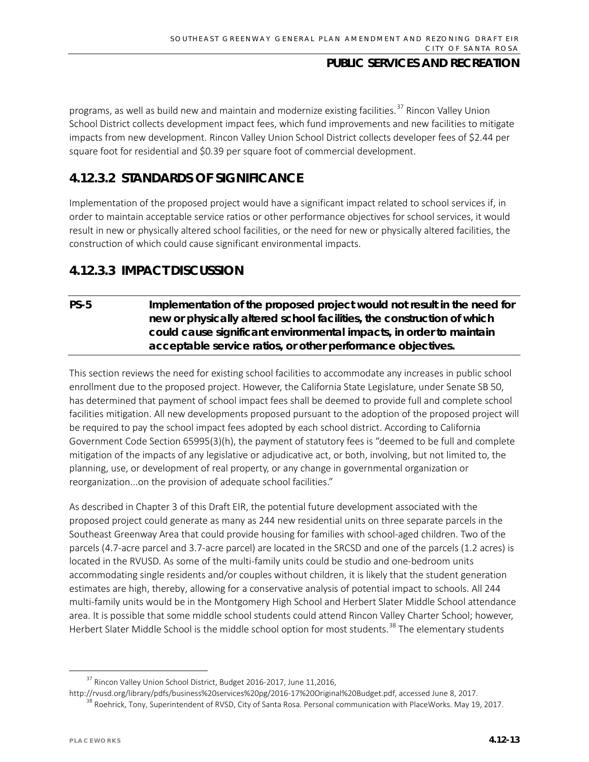programs, as well as build new and maintain and modernize existing facilities.[37] Rincon Valley Union School District collects development impact fees, which fund improvements and new facilities to mitigate impacts from new development. Rincon Valley Union School District collects developer fees of $2.44 per square foot for residential and $0.39 per square foot of commercial development.

## 4.12.3.2 STANDARDS OF SIGNIFICANCE

Implementation of the proposed project would have a significant impact related to school services if, in order to maintain acceptable service ratios or other performance objectives for school services, it would result in new or physically altered school facilities, or the need for new or physically altered facilities, the construction of which could cause significant environmental impacts.

## 4.12.3.3 IMPACT DISCUSSION

**PS-5 Implementation of the proposed project would not result in the need for new or physically altered school facilities, the construction of which could cause significant environmental impacts, in order to maintain acceptable service ratios, or other performance objectives.**

This section reviews the need for existing school facilities to accommodate any increases in public school enrollment due to the proposed project. However, the California State Legislature, under Senate SB 50, has determined that payment of school impact fees shall be deemed to provide full and complete school facilities mitigation. All new developments proposed pursuant to the adoption of the proposed project will be required to pay the school impact fees adopted by each school district. According to California Government Code Section 65995(3)(h), the payment of statutory fees is "deemed to be full and complete mitigation of the impacts of any legislative or adjudicative act, or both, involving, but not limited to, the planning, use, or development of real property, or any change in governmental organization or reorganization...on the provision of adequate school facilities."

As described in Chapter 3 of this Draft EIR, the potential future development associated with the proposed project could generate as many as 244 new residential units on three separate parcels in the Southeast Greenway Area that could provide housing for families with school-aged children. Two of the parcels (4.7-acre parcel and 3.7-acre parcel) are located in the SRCSD and one of the parcels (1.2 acres) is located in the RVUSD. As some of the multi-family units could be studio and one-bedroom units accommodating single residents and/or couples without children, it is likely that the student generation estimates are high, thereby, allowing for a conservative analysis of potential impact to schools. All 244 multi-family units would be in the Montgomery High School and Herbert Slater Middle School attendance area. It is possible that some middle school students could attend Rincon Valley Charter School; however, Herbert Slater Middle School is the middle school option for most students.[38] The elementary students

---

[37] Rincon Valley Union School District, Budget 2016-2017, June 11,2016, http://rvusd.org/library/pdfs/business%20services%20pg/2016-17%20Original%20Budget.pdf, accessed June 8, 2017.

[38] Roehrick, Tony, Superintendent of RVSD, City of Santa Rosa. Personal communication with PlaceWorks. May 19, 2017.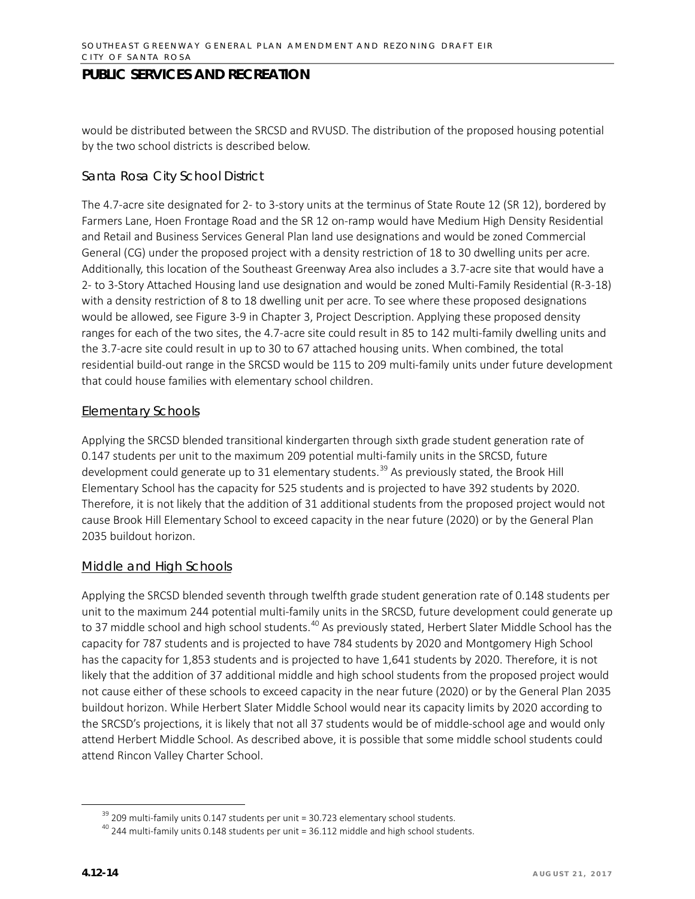would be distributed between the SRCSD and RVUSD. The distribution of the proposed housing potential by the two school districts is described below.

### Santa Rosa City School District

The 4.7-acre site designated for 2- to 3-story units at the terminus of State Route 12 (SR 12), bordered by Farmers Lane, Hoen Frontage Road and the SR 12 on-ramp would have Medium High Density Residential and Retail and Business Services General Plan land use designations and would be zoned Commercial General (CG) under the proposed project with a density restriction of 18 to 30 dwelling units per acre. Additionally, this location of the Southeast Greenway Area also includes a 3.7-acre site that would have a 2- to 3-Story Attached Housing land use designation and would be zoned Multi-Family Residential (R-3-18) with a density restriction of 8 to 18 dwelling unit per acre. To see where these proposed designations would be allowed, see Figure 3-9 in Chapter 3, Project Description. Applying these proposed density ranges for each of the two sites, the 4.7-acre site could result in 85 to 142 multi-family dwelling units and the 3.7-acre site could result in up to 30 to 67 attached housing units. When combined, the total residential build-out range in the SRCSD would be 115 to 209 multi-family units under future development that could house families with elementary school children.

#### Elementary Schools

Applying the SRCSD blended transitional kindergarten through sixth grade student generation rate of 0.147 students per unit to the maximum 209 potential multi-family units in the SRCSD, future development could generate up to 31 elementary students.[39] As previously stated, the Brook Hill Elementary School has the capacity for 525 students and is projected to have 392 students by 2020. Therefore, it is not likely that the addition of 31 additional students from the proposed project would not cause Brook Hill Elementary School to exceed capacity in the near future (2020) or by the General Plan 2035 buildout horizon.

#### Middle and High Schools

Applying the SRCSD blended seventh through twelfth grade student generation rate of 0.148 students per unit to the maximum 244 potential multi-family units in the SRCSD, future development could generate up to 37 middle school and high school students.[40] As previously stated, Herbert Slater Middle School has the capacity for 787 students and is projected to have 784 students by 2020 and Montgomery High School has the capacity for 1,853 students and is projected to have 1,641 students by 2020. Therefore, it is not likely that the addition of 37 additional middle and high school students from the proposed project would not cause either of these schools to exceed capacity in the near future (2020) or by the General Plan 2035 buildout horizon. While Herbert Slater Middle School would near its capacity limits by 2020 according to the SRCSD's projections, it is likely that not all 37 students would be of middle-school age and would only attend Herbert Middle School. As described above, it is possible that some middle school students could attend Rincon Valley Charter School.

---

[39] 209 multi-family units 0.147 students per unit = 30.723 elementary school students.

[40] 244 multi-family units 0.148 students per unit = 36.112 middle and high school students.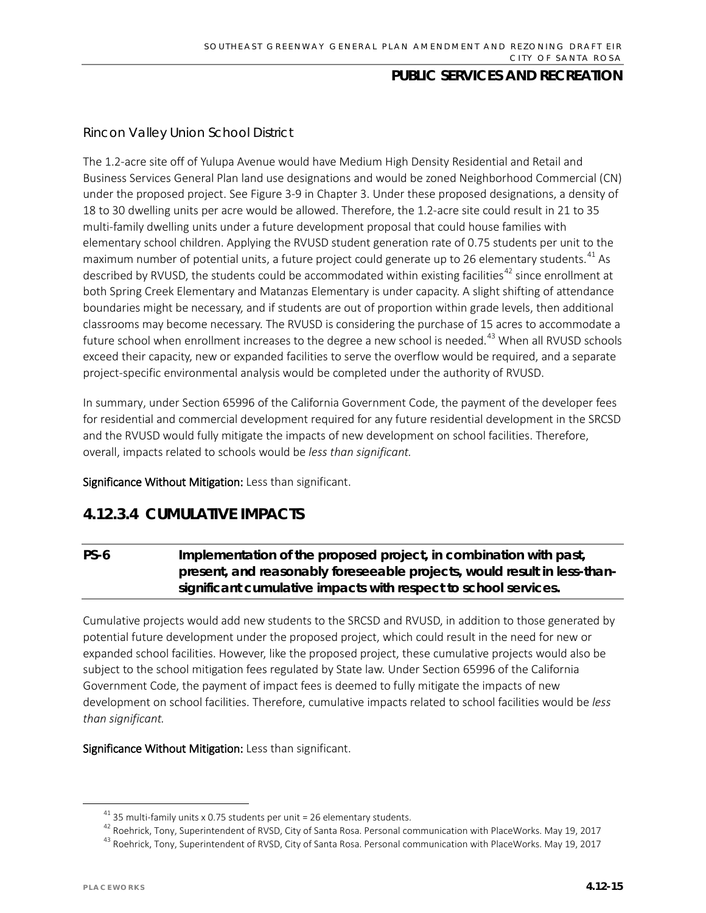### Rincon Valley Union School District

The 1.2-acre site off of Yulupa Avenue would have Medium High Density Residential and Retail and Business Services General Plan land use designations and would be zoned Neighborhood Commercial (CN) under the proposed project. See Figure 3-9 in Chapter 3. Under these proposed designations, a density of 18 to 30 dwelling units per acre would be allowed. Therefore, the 1.2-acre site could result in 21 to 35 multi-family dwelling units under a future development proposal that could house families with elementary school children. Applying the RVUSD student generation rate of 0.75 students per unit to the maximum number of potential units, a future project could generate up to 26 elementary students.[41] As described by RVUSD, the students could be accommodated within existing facilities[42] since enrollment at both Spring Creek Elementary and Matanzas Elementary is under capacity. A slight shifting of attendance boundaries might be necessary, and if students are out of proportion within grade levels, then additional classrooms may become necessary. The RVUSD is considering the purchase of 15 acres to accommodate a future school when enrollment increases to the degree a new school is needed.[43] When all RVUSD schools exceed their capacity, new or expanded facilities to serve the overflow would be required, and a separate project-specific environmental analysis would be completed under the authority of RVUSD.

In summary, under Section 65996 of the California Government Code, the payment of the developer fees for residential and commercial development required for any future residential development in the SRCSD and the RVUSD would fully mitigate the impacts of new development on school facilities. Therefore, overall, impacts related to schools would be *less than significant.*

**Significance Without Mitigation:** Less than significant.

## 4.12.3.4 CUMULATIVE IMPACTS

**PS-6 Implementation of the proposed project, in combination with past, present, and reasonably foreseeable projects, would result in less-than-significant cumulative impacts with respect to school services.**

Cumulative projects would add new students to the SRCSD and RVUSD, in addition to those generated by potential future development under the proposed project, which could result in the need for new or expanded school facilities. However, like the proposed project, these cumulative projects would also be subject to the school mitigation fees regulated by State law. Under Section 65996 of the California Government Code, the payment of impact fees is deemed to fully mitigate the impacts of new development on school facilities. Therefore, cumulative impacts related to school facilities would be *less than significant.*

**Significance Without Mitigation:** Less than significant.

---

[41] 35 multi-family units x 0.75 students per unit = 26 elementary students.

[42] Roehrick, Tony, Superintendent of RVSD, City of Santa Rosa. Personal communication with PlaceWorks. May 19, 2017

[43] Roehrick, Tony, Superintendent of RVSD, City of Santa Rosa. Personal communication with PlaceWorks. May 19, 2017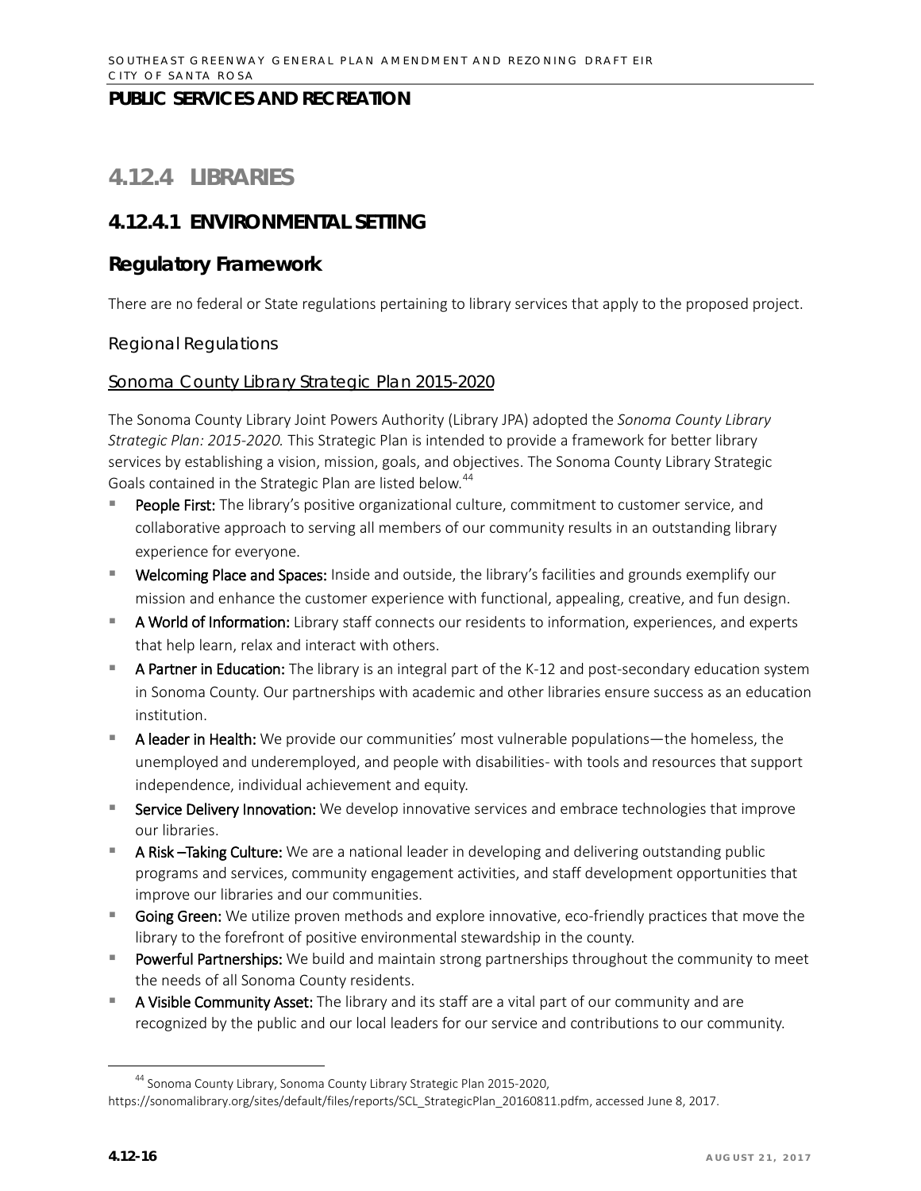## PUBLIC SERVICES AND RECREATION

# 4.12.4 LIBRARIES

## 4.12.4.1 ENVIRONMENTAL SETTING

### Regulatory Framework

There are no federal or State regulations pertaining to library services that apply to the proposed project.

#### Regional Regulations

##### Sonoma County Library Strategic Plan 2015-2020

The Sonoma County Library Joint Powers Authority (Library JPA) adopted the *Sonoma County Library Strategic Plan: 2015-2020.* This Strategic Plan is intended to provide a framework for better library services by establishing a vision, mission, goals, and objectives. The Sonoma County Library Strategic Goals contained in the Strategic Plan are listed below.[44]

- **People First:** The library's positive organizational culture, commitment to customer service, and collaborative approach to serving all members of our community results in an outstanding library experience for everyone.
- **Welcoming Place and Spaces:** Inside and outside, the library's facilities and grounds exemplify our mission and enhance the customer experience with functional, appealing, creative, and fun design.
- **A World of Information:** Library staff connects our residents to information, experiences, and experts that help learn, relax and interact with others.
- **A Partner in Education:** The library is an integral part of the K-12 and post-secondary education system in Sonoma County. Our partnerships with academic and other libraries ensure success as an education institution.
- **A leader in Health:** We provide our communities' most vulnerable populations—the homeless, the unemployed and underemployed, and people with disabilities- with tools and resources that support independence, individual achievement and equity.
- **Service Delivery Innovation:** We develop innovative services and embrace technologies that improve our libraries.
- **A Risk –Taking Culture:** We are a national leader in developing and delivering outstanding public programs and services, community engagement activities, and staff development opportunities that improve our libraries and our communities.
- **Going Green:** We utilize proven methods and explore innovative, eco-friendly practices that move the library to the forefront of positive environmental stewardship in the county.
- **Powerful Partnerships:** We build and maintain strong partnerships throughout the community to meet the needs of all Sonoma County residents.
- **A Visible Community Asset:** The library and its staff are a vital part of our community and are recognized by the public and our local leaders for our service and contributions to our community.

---

[44] Sonoma County Library, Sonoma County Library Strategic Plan 2015-2020, https://sonomalibrary.org/sites/default/files/reports/SCL_StrategicPlan_20160811.pdfm, accessed June 8, 2017.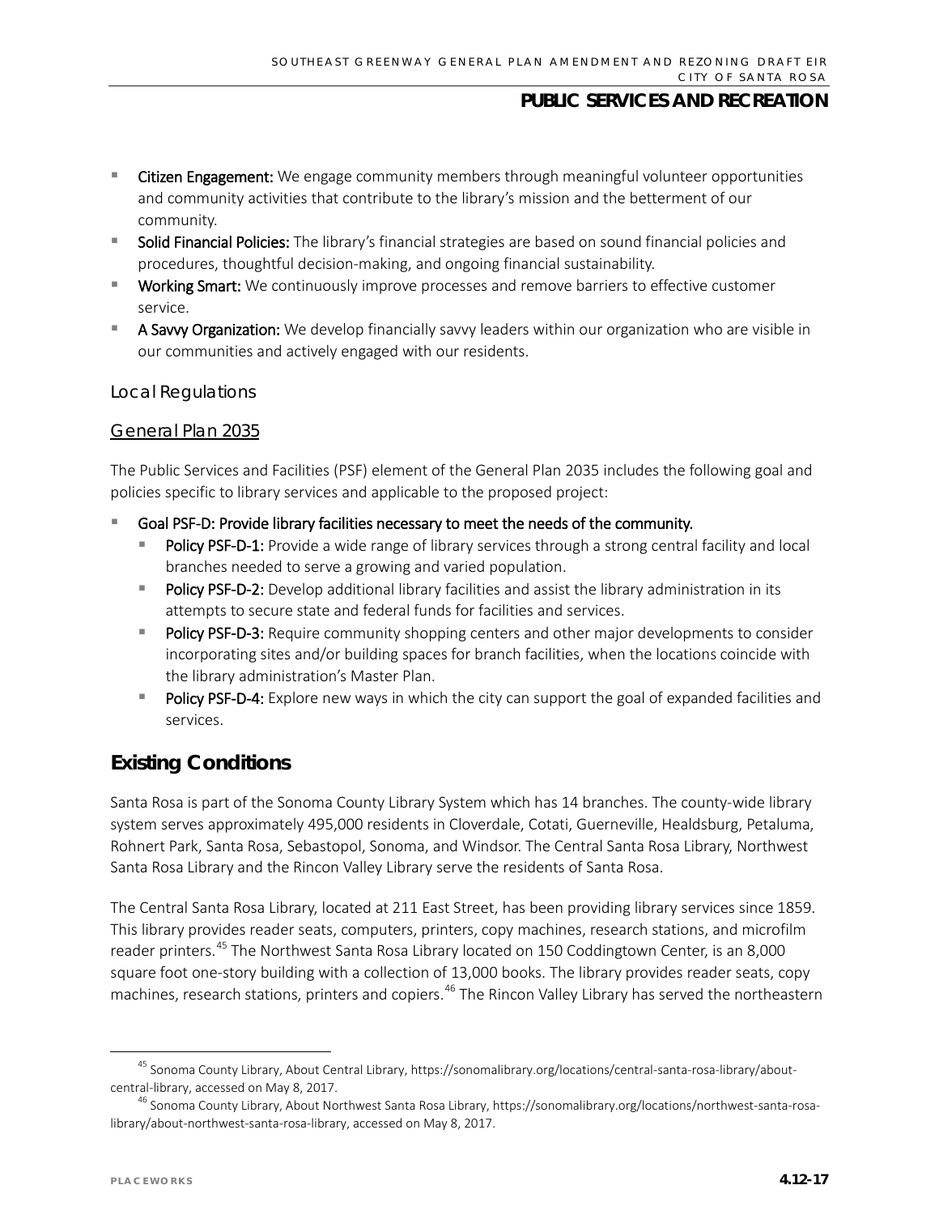- **Citizen Engagement:** We engage community members through meaningful volunteer opportunities and community activities that contribute to the library's mission and the betterment of our community.
- **Solid Financial Policies:** The library's financial strategies are based on sound financial policies and procedures, thoughtful decision-making, and ongoing financial sustainability.
- **Working Smart:** We continuously improve processes and remove barriers to effective customer service.
- **A Savvy Organization:** We develop financially savvy leaders within our organization who are visible in our communities and actively engaged with our residents.

### Local Regulations

#### General Plan 2035

The Public Services and Facilities (PSF) element of the General Plan 2035 includes the following goal and policies specific to library services and applicable to the proposed project:

- **Goal PSF-D: Provide library facilities necessary to meet the needs of the community.**
  - **Policy PSF-D-1:** Provide a wide range of library services through a strong central facility and local branches needed to serve a growing and varied population.
  - **Policy PSF-D-2:** Develop additional library facilities and assist the library administration in its attempts to secure state and federal funds for facilities and services.
  - **Policy PSF-D-3:** Require community shopping centers and other major developments to consider incorporating sites and/or building spaces for branch facilities, when the locations coincide with the library administration's Master Plan.
  - **Policy PSF-D-4:** Explore new ways in which the city can support the goal of expanded facilities and services.

## Existing Conditions

Santa Rosa is part of the Sonoma County Library System which has 14 branches. The county-wide library system serves approximately 495,000 residents in Cloverdale, Cotati, Guerneville, Healdsburg, Petaluma, Rohnert Park, Santa Rosa, Sebastopol, Sonoma, and Windsor. The Central Santa Rosa Library, Northwest Santa Rosa Library and the Rincon Valley Library serve the residents of Santa Rosa.

The Central Santa Rosa Library, located at 211 East Street, has been providing library services since 1859. This library provides reader seats, computers, printers, copy machines, research stations, and microfilm reader printers.[45] The Northwest Santa Rosa Library located on 150 Coddingtown Center, is an 8,000 square foot one-story building with a collection of 13,000 books. The library provides reader seats, copy machines, research stations, printers and copiers.[46] The Rincon Valley Library has served the northeastern

---

[45] Sonoma County Library, About Central Library, https://sonomalibrary.org/locations/central-santa-rosa-library/about-central-library, accessed on May 8, 2017.

[46] Sonoma County Library, About Northwest Santa Rosa Library, https://sonomalibrary.org/locations/northwest-santa-rosa-library/about-northwest-santa-rosa-library, accessed on May 8, 2017.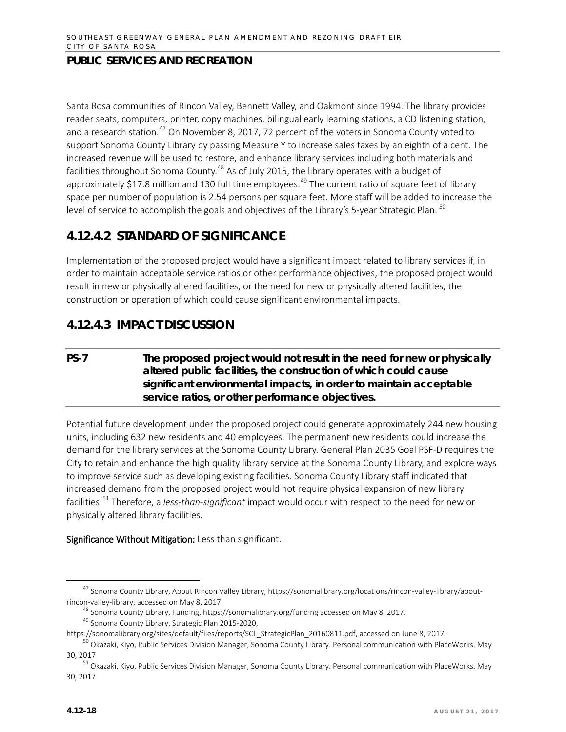Santa Rosa communities of Rincon Valley, Bennett Valley, and Oakmont since 1994. The library provides reader seats, computers, printer, copy machines, bilingual early learning stations, a CD listening station, and a research station.[47] On November 8, 2017, 72 percent of the voters in Sonoma County voted to support Sonoma County Library by passing Measure Y to increase sales taxes by an eighth of a cent. The increased revenue will be used to restore, and enhance library services including both materials and facilities throughout Sonoma County.[48] As of July 2015, the library operates with a budget of approximately $17.8 million and 130 full time employees.[49] The current ratio of square feet of library space per number of population is 2.54 persons per square feet. More staff will be added to increase the level of service to accomplish the goals and objectives of the Library's 5-year Strategic Plan.[50]

## 4.12.4.2 STANDARD OF SIGNIFICANCE

Implementation of the proposed project would have a significant impact related to library services if, in order to maintain acceptable service ratios or other performance objectives, the proposed project would result in new or physically altered facilities, or the need for new or physically altered facilities, the construction or operation of which could cause significant environmental impacts.

## 4.12.4.3 IMPACT DISCUSSION

**PS-7 The proposed project would not result in the need for new or physically altered public facilities, the construction of which could cause significant environmental impacts, in order to maintain acceptable service ratios, or other performance objectives.**

Potential future development under the proposed project could generate approximately 244 new housing units, including 632 new residents and 40 employees. The permanent new residents could increase the demand for the library services at the Sonoma County Library. General Plan 2035 Goal PSF-D requires the City to retain and enhance the high quality library service at the Sonoma County Library, and explore ways to improve service such as developing existing facilities. Sonoma County Library staff indicated that increased demand from the proposed project would not require physical expansion of new library facilities.[51] Therefore, a *less-than-significant* impact would occur with respect to the need for new or physically altered library facilities.

**Significance Without Mitigation:** Less than significant.

---

[47] Sonoma County Library, About Rincon Valley Library, https://sonomalibrary.org/locations/rincon-valley-library/about-rincon-valley-library, accessed on May 8, 2017.

[48] Sonoma County Library, Funding, https://sonomalibrary.org/funding accessed on May 8, 2017.

[49] Sonoma County Library, Strategic Plan 2015-2020, https://sonomalibrary.org/sites/default/files/reports/SCL_StrategicPlan_20160811.pdf, accessed on June 8, 2017.

[50] Okazaki, Kiyo, Public Services Division Manager, Sonoma County Library. Personal communication with PlaceWorks. May 30, 2017

[51] Okazaki, Kiyo, Public Services Division Manager, Sonoma County Library. Personal communication with PlaceWorks. May 30, 2017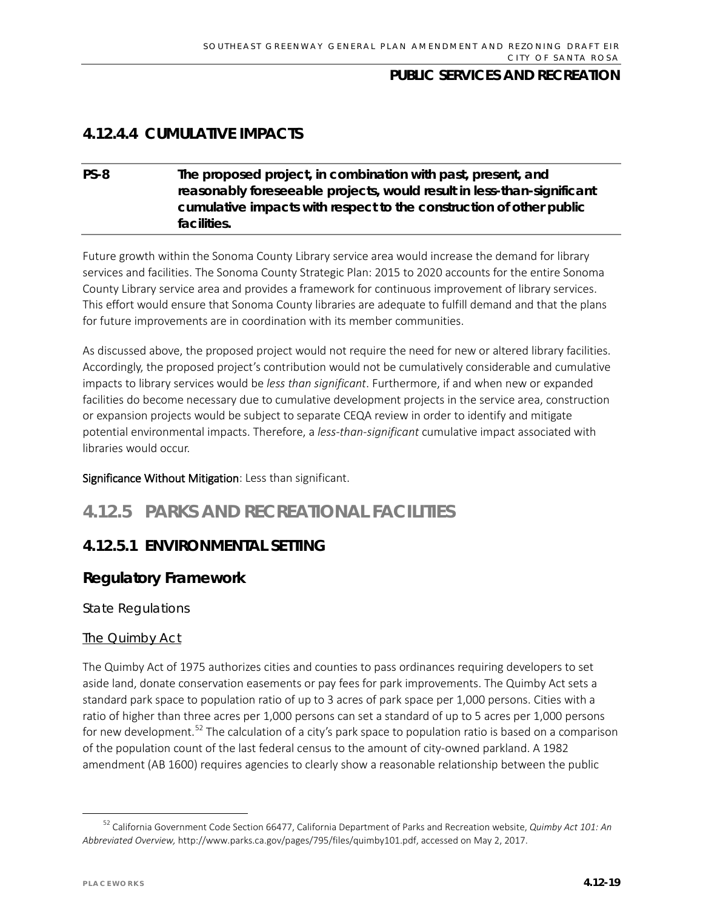### 4.12.4.4 CUMULATIVE IMPACTS

**PS-8 The proposed project, in combination with past, present, and reasonably foreseeable projects, would result in less-than-significant cumulative impacts with respect to the construction of other public facilities.**

Future growth within the Sonoma County Library service area would increase the demand for library services and facilities. The Sonoma County Strategic Plan: 2015 to 2020 accounts for the entire Sonoma County Library service area and provides a framework for continuous improvement of library services. This effort would ensure that Sonoma County libraries are adequate to fulfill demand and that the plans for future improvements are in coordination with its member communities.

As discussed above, the proposed project would not require the need for new or altered library facilities. Accordingly, the proposed project's contribution would not be cumulatively considerable and cumulative impacts to library services would be *less than significant*. Furthermore, if and when new or expanded facilities do become necessary due to cumulative development projects in the service area, construction or expansion projects would be subject to separate CEQA review in order to identify and mitigate potential environmental impacts. Therefore, a *less-than-significant* cumulative impact associated with libraries would occur.

**Significance Without Mitigation**: Less than significant.

## 4.12.5 PARKS AND RECREATIONAL FACILITIES

### 4.12.5.1 ENVIRONMENTAL SETTING

### Regulatory Framework

State Regulations

The Quimby Act

The Quimby Act of 1975 authorizes cities and counties to pass ordinances requiring developers to set aside land, donate conservation easements or pay fees for park improvements. The Quimby Act sets a standard park space to population ratio of up to 3 acres of park space per 1,000 persons. Cities with a ratio of higher than three acres per 1,000 persons can set a standard of up to 5 acres per 1,000 persons for new development.[52] The calculation of a city's park space to population ratio is based on a comparison of the population count of the last federal census to the amount of city-owned parkland. A 1982 amendment (AB 1600) requires agencies to clearly show a reasonable relationship between the public

[52] California Government Code Section 66477, California Department of Parks and Recreation website, *Quimby Act 101: An Abbreviated Overview,* http://www.parks.ca.gov/pages/795/files/quimby101.pdf, accessed on May 2, 2017.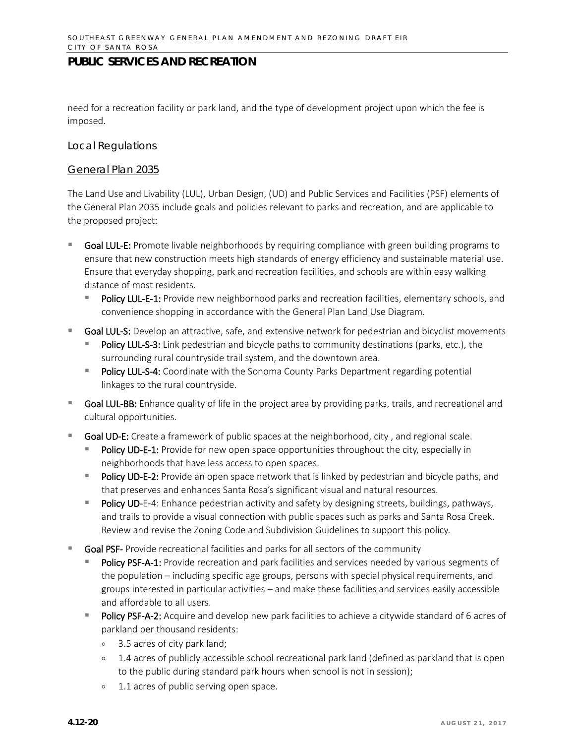need for a recreation facility or park land, and the type of development project upon which the fee is imposed.

### Local Regulations

#### General Plan 2035

The Land Use and Livability (LUL), Urban Design, (UD) and Public Services and Facilities (PSF) elements of the General Plan 2035 include goals and policies relevant to parks and recreation, and are applicable to the proposed project:

- **Goal LUL-E:** Promote livable neighborhoods by requiring compliance with green building programs to ensure that new construction meets high standards of energy efficiency and sustainable material use. Ensure that everyday shopping, park and recreation facilities, and schools are within easy walking distance of most residents.
  - **Policy LUL-E-1:** Provide new neighborhood parks and recreation facilities, elementary schools, and convenience shopping in accordance with the General Plan Land Use Diagram.
- **Goal LUL-S:** Develop an attractive, safe, and extensive network for pedestrian and bicyclist movements
  - **Policy LUL-S-3:** Link pedestrian and bicycle paths to community destinations (parks, etc.), the surrounding rural countryside trail system, and the downtown area.
  - **Policy LUL-S-4:** Coordinate with the Sonoma County Parks Department regarding potential linkages to the rural countryside.
- **Goal LUL-BB:** Enhance quality of life in the project area by providing parks, trails, and recreational and cultural opportunities.
- **Goal UD-E:** Create a framework of public spaces at the neighborhood, city , and regional scale.
  - **Policy UD-E-1:** Provide for new open space opportunities throughout the city, especially in neighborhoods that have less access to open spaces.
  - **Policy UD-E-2:** Provide an open space network that is linked by pedestrian and bicycle paths, and that preserves and enhances Santa Rosa's significant visual and natural resources.
  - **Policy UD-**E-4: Enhance pedestrian activity and safety by designing streets, buildings, pathways, and trails to provide a visual connection with public spaces such as parks and Santa Rosa Creek. Review and revise the Zoning Code and Subdivision Guidelines to support this policy.
- **Goal PSF-** Provide recreational facilities and parks for all sectors of the community
  - **Policy PSF-A-1:** Provide recreation and park facilities and services needed by various segments of the population – including specific age groups, persons with special physical requirements, and groups interested in particular activities – and make these facilities and services easily accessible and affordable to all users.
  - **Policy PSF-A-2:** Acquire and develop new park facilities to achieve a citywide standard of 6 acres of parkland per thousand residents:
    - 3.5 acres of city park land;
    - 1.4 acres of publicly accessible school recreational park land (defined as parkland that is open to the public during standard park hours when school is not in session);
    - 1.1 acres of public serving open space.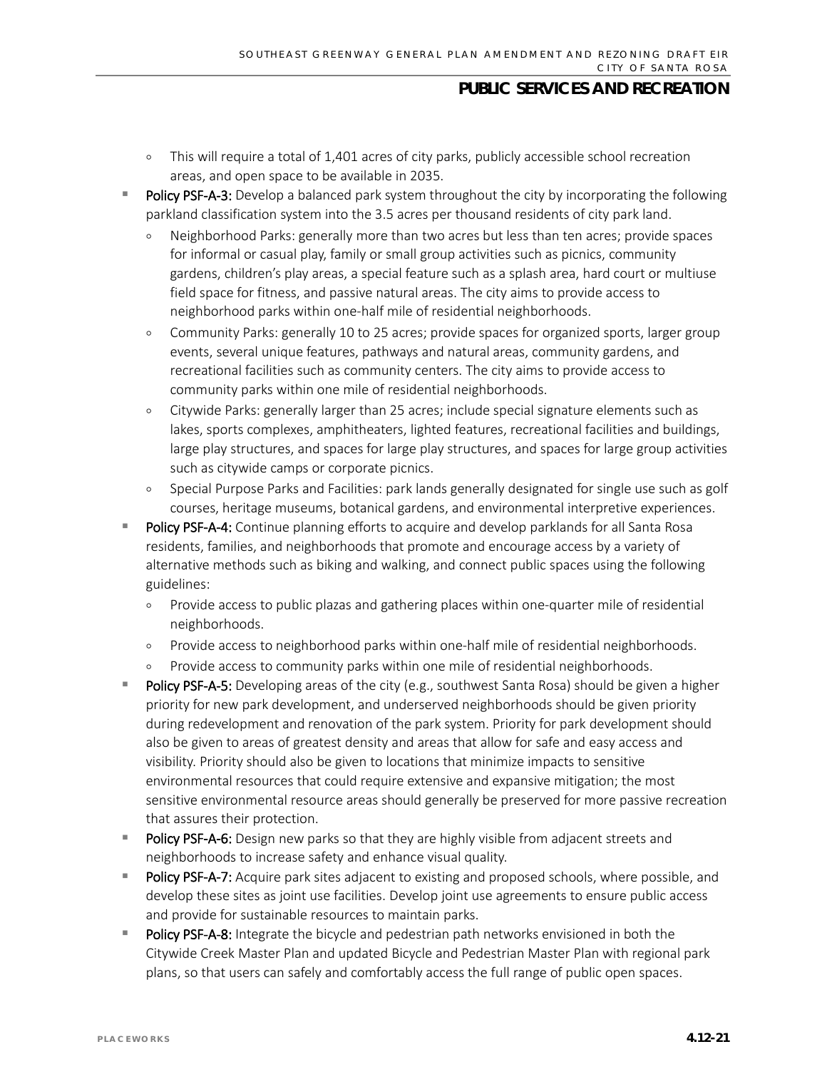- This will require a total of 1,401 acres of city parks, publicly accessible school recreation areas, and open space to be available in 2035.
- **Policy PSF-A-3:** Develop a balanced park system throughout the city by incorporating the following parkland classification system into the 3.5 acres per thousand residents of city park land.
   - Neighborhood Parks: generally more than two acres but less than ten acres; provide spaces for informal or casual play, family or small group activities such as picnics, community gardens, children's play areas, a special feature such as a splash area, hard court or multiuse field space for fitness, and passive natural areas. The city aims to provide access to neighborhood parks within one-half mile of residential neighborhoods.
   - Community Parks: generally 10 to 25 acres; provide spaces for organized sports, larger group events, several unique features, pathways and natural areas, community gardens, and recreational facilities such as community centers. The city aims to provide access to community parks within one mile of residential neighborhoods.
   - Citywide Parks: generally larger than 25 acres; include special signature elements such as lakes, sports complexes, amphitheaters, lighted features, recreational facilities and buildings, large play structures, and spaces for large play structures, and spaces for large group activities such as citywide camps or corporate picnics.
   - Special Purpose Parks and Facilities: park lands generally designated for single use such as golf courses, heritage museums, botanical gardens, and environmental interpretive experiences.
- **Policy PSF-A-4:** Continue planning efforts to acquire and develop parklands for all Santa Rosa residents, families, and neighborhoods that promote and encourage access by a variety of alternative methods such as biking and walking, and connect public spaces using the following guidelines:
   - Provide access to public plazas and gathering places within one-quarter mile of residential neighborhoods.
   - Provide access to neighborhood parks within one-half mile of residential neighborhoods.
   - Provide access to community parks within one mile of residential neighborhoods.
- **Policy PSF-A-5:** Developing areas of the city (e.g., southwest Santa Rosa) should be given a higher priority for new park development, and underserved neighborhoods should be given priority during redevelopment and renovation of the park system. Priority for park development should also be given to areas of greatest density and areas that allow for safe and easy access and visibility. Priority should also be given to locations that minimize impacts to sensitive environmental resources that could require extensive and expansive mitigation; the most sensitive environmental resource areas should generally be preserved for more passive recreation that assures their protection.
- **Policy PSF-A-6:** Design new parks so that they are highly visible from adjacent streets and neighborhoods to increase safety and enhance visual quality.
- **Policy PSF-A-7:** Acquire park sites adjacent to existing and proposed schools, where possible, and develop these sites as joint use facilities. Develop joint use agreements to ensure public access and provide for sustainable resources to maintain parks.
- **Policy PSF-A-8:** Integrate the bicycle and pedestrian path networks envisioned in both the Citywide Creek Master Plan and updated Bicycle and Pedestrian Master Plan with regional park plans, so that users can safely and comfortably access the full range of public open spaces.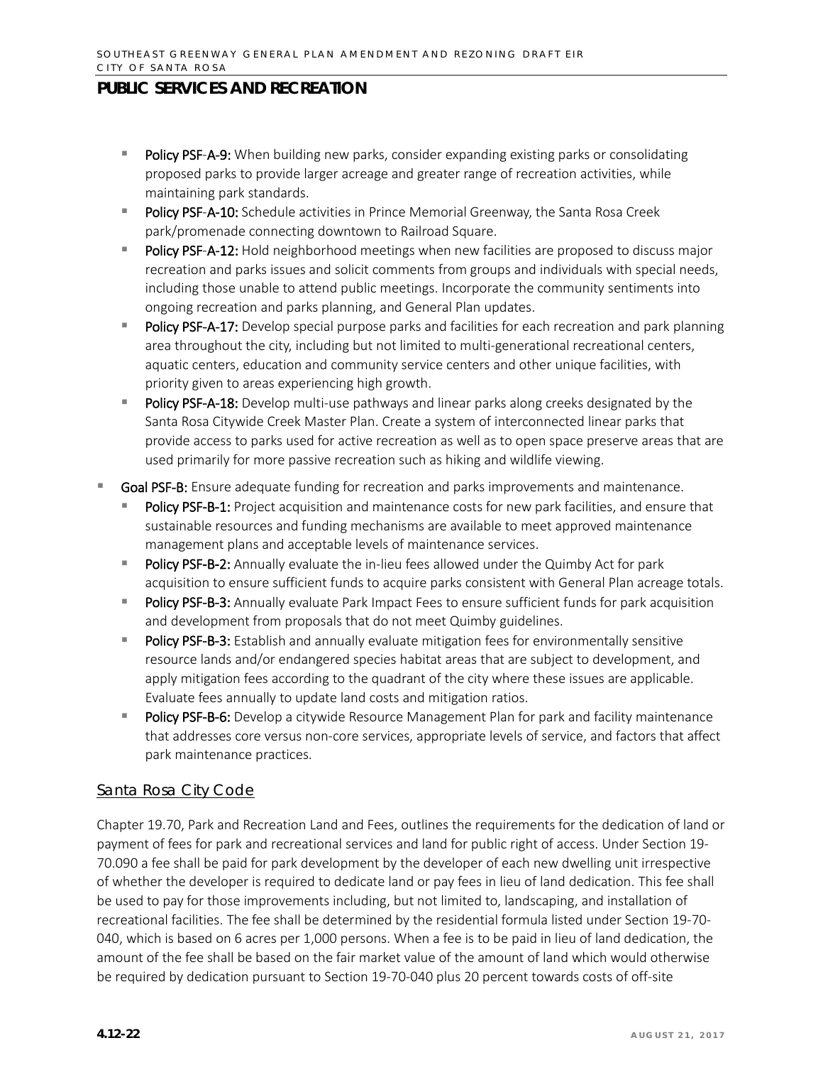## PUBLIC SERVICES AND RECREATION

- **Policy PSF-A-9:** When building new parks, consider expanding existing parks or consolidating proposed parks to provide larger acreage and greater range of recreation activities, while maintaining park standards.
- **Policy PSF-A-10:** Schedule activities in Prince Memorial Greenway, the Santa Rosa Creek park/promenade connecting downtown to Railroad Square.
- **Policy PSF-A-12:** Hold neighborhood meetings when new facilities are proposed to discuss major recreation and parks issues and solicit comments from groups and individuals with special needs, including those unable to attend public meetings. Incorporate the community sentiments into ongoing recreation and parks planning, and General Plan updates.
- **Policy PSF-A-17:** Develop special purpose parks and facilities for each recreation and park planning area throughout the city, including but not limited to multi-generational recreational centers, aquatic centers, education and community service centers and other unique facilities, with priority given to areas experiencing high growth.
- **Policy PSF-A-18:** Develop multi-use pathways and linear parks along creeks designated by the Santa Rosa Citywide Creek Master Plan. Create a system of interconnected linear parks that provide access to parks used for active recreation as well as to open space preserve areas that are used primarily for more passive recreation such as hiking and wildlife viewing.

- **Goal PSF-B:** Ensure adequate funding for recreation and parks improvements and maintenance.
  - **Policy PSF-B-1:** Project acquisition and maintenance costs for new park facilities, and ensure that sustainable resources and funding mechanisms are available to meet approved maintenance management plans and acceptable levels of maintenance services.
  - **Policy PSF-B-2:** Annually evaluate the in-lieu fees allowed under the Quimby Act for park acquisition to ensure sufficient funds to acquire parks consistent with General Plan acreage totals.
  - **Policy PSF-B-3:** Annually evaluate Park Impact Fees to ensure sufficient funds for park acquisition and development from proposals that do not meet Quimby guidelines.
  - **Policy PSF-B-3:** Establish and annually evaluate mitigation fees for environmentally sensitive resource lands and/or endangered species habitat areas that are subject to development, and apply mitigation fees according to the quadrant of the city where these issues are applicable. Evaluate fees annually to update land costs and mitigation ratios.
  - **Policy PSF-B-6:** Develop a citywide Resource Management Plan for park and facility maintenance that addresses core versus non-core services, appropriate levels of service, and factors that affect park maintenance practices.

### Santa Rosa City Code

Chapter 19.70, Park and Recreation Land and Fees, outlines the requirements for the dedication of land or payment of fees for park and recreational services and land for public right of access. Under Section 19-70.090 a fee shall be paid for park development by the developer of each new dwelling unit irrespective of whether the developer is required to dedicate land or pay fees in lieu of land dedication. This fee shall be used to pay for those improvements including, but not limited to, landscaping, and installation of recreational facilities. The fee shall be determined by the residential formula listed under Section 19-70-040, which is based on 6 acres per 1,000 persons. When a fee is to be paid in lieu of land dedication, the amount of the fee shall be based on the fair market value of the amount of land which would otherwise be required by dedication pursuant to Section 19-70-040 plus 20 percent towards costs of off-site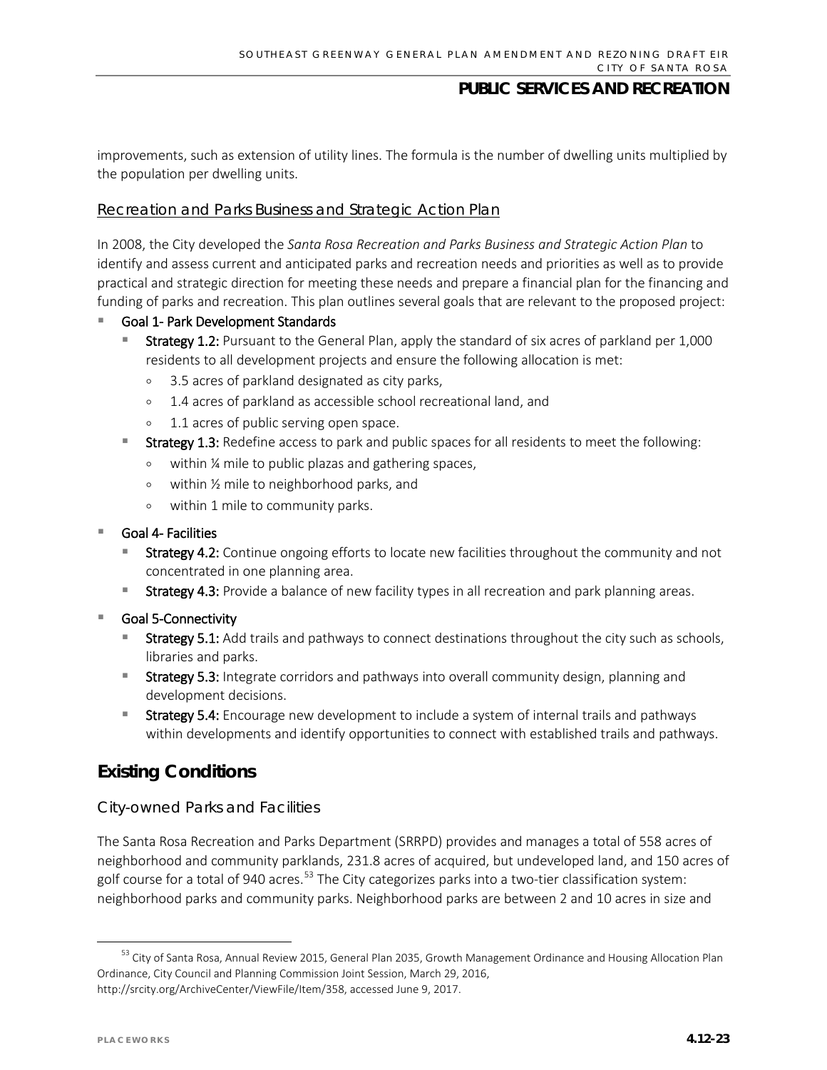improvements, such as extension of utility lines. The formula is the number of dwelling units multiplied by the population per dwelling units.

### Recreation and Parks Business and Strategic Action Plan

In 2008, the City developed the *Santa Rosa Recreation and Parks Business and Strategic Action Plan* to identify and assess current and anticipated parks and recreation needs and priorities as well as to provide practical and strategic direction for meeting these needs and prepare a financial plan for the financing and funding of parks and recreation. This plan outlines several goals that are relevant to the proposed project:

- **Goal 1- Park Development Standards**
  - **Strategy 1.2:** Pursuant to the General Plan, apply the standard of six acres of parkland per 1,000 residents to all development projects and ensure the following allocation is met:
    - 3.5 acres of parkland designated as city parks,
    - 1.4 acres of parkland as accessible school recreational land, and
    - 1.1 acres of public serving open space.
  - **Strategy 1.3:** Redefine access to park and public spaces for all residents to meet the following:
    - within ¼ mile to public plazas and gathering spaces,
    - within ½ mile to neighborhood parks, and
    - within 1 mile to community parks.
- **Goal 4- Facilities**
  - **Strategy 4.2:** Continue ongoing efforts to locate new facilities throughout the community and not concentrated in one planning area.
  - **Strategy 4.3:** Provide a balance of new facility types in all recreation and park planning areas.
- **Goal 5-Connectivity**
  - **Strategy 5.1:** Add trails and pathways to connect destinations throughout the city such as schools, libraries and parks.
  - **Strategy 5.3:** Integrate corridors and pathways into overall community design, planning and development decisions.
  - **Strategy 5.4:** Encourage new development to include a system of internal trails and pathways within developments and identify opportunities to connect with established trails and pathways.

## Existing Conditions

### City-owned Parks and Facilities

The Santa Rosa Recreation and Parks Department (SRRPD) provides and manages a total of 558 acres of neighborhood and community parklands, 231.8 acres of acquired, but undeveloped land, and 150 acres of golf course for a total of 940 acres.[53] The City categorizes parks into a two-tier classification system: neighborhood parks and community parks. Neighborhood parks are between 2 and 10 acres in size and

[53] City of Santa Rosa, Annual Review 2015, General Plan 2035, Growth Management Ordinance and Housing Allocation Plan Ordinance, City Council and Planning Commission Joint Session, March 29, 2016, http://srcity.org/ArchiveCenter/ViewFile/Item/358, accessed June 9, 2017.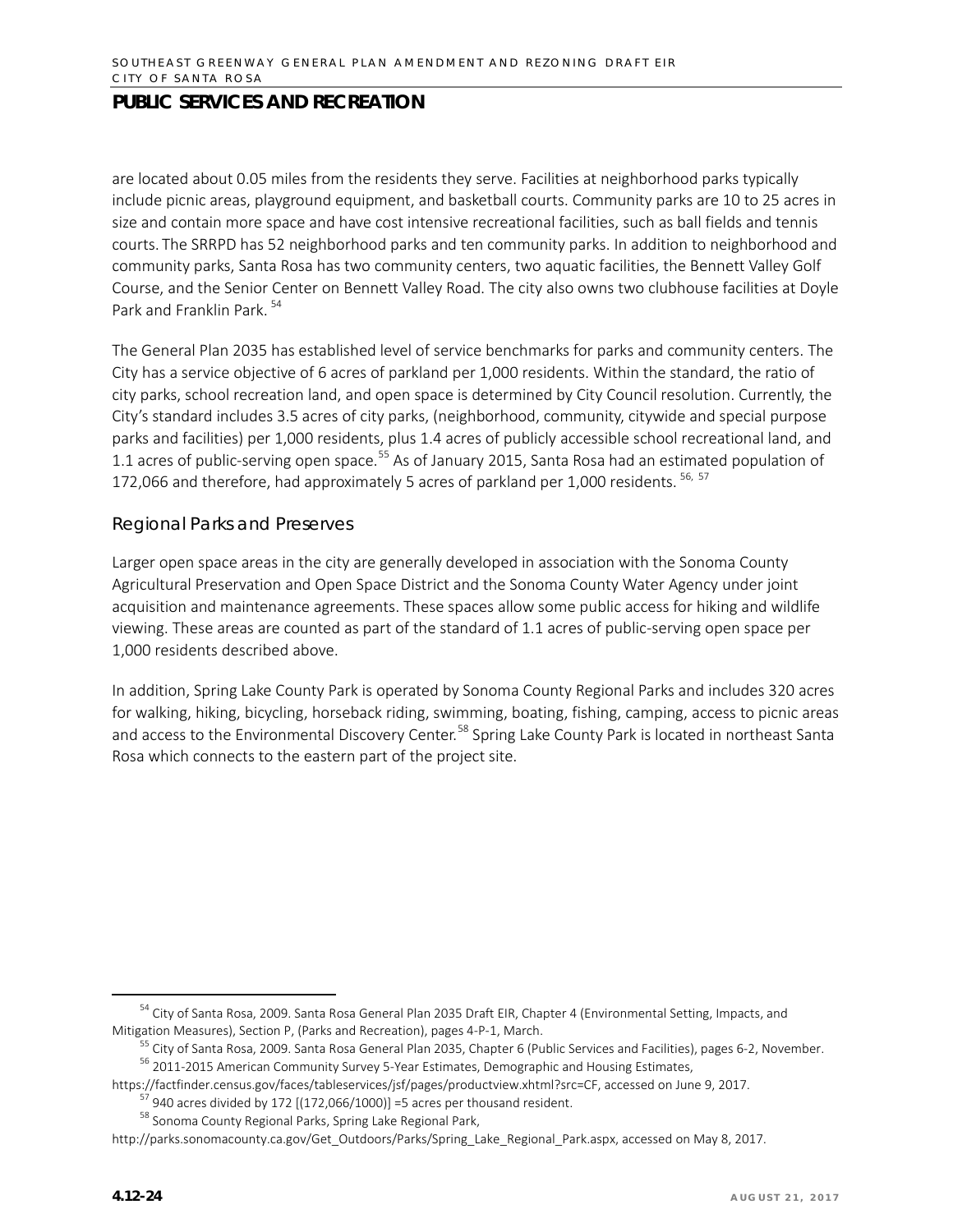are located about 0.05 miles from the residents they serve. Facilities at neighborhood parks typically include picnic areas, playground equipment, and basketball courts. Community parks are 10 to 25 acres in size and contain more space and have cost intensive recreational facilities, such as ball fields and tennis courts. The SRRPD has 52 neighborhood parks and ten community parks. In addition to neighborhood and community parks, Santa Rosa has two community centers, two aquatic facilities, the Bennett Valley Golf Course, and the Senior Center on Bennett Valley Road. The city also owns two clubhouse facilities at Doyle Park and Franklin Park.[54]

The General Plan 2035 has established level of service benchmarks for parks and community centers. The City has a service objective of 6 acres of parkland per 1,000 residents. Within the standard, the ratio of city parks, school recreation land, and open space is determined by City Council resolution. Currently, the City's standard includes 3.5 acres of city parks, (neighborhood, community, citywide and special purpose parks and facilities) per 1,000 residents, plus 1.4 acres of publicly accessible school recreational land, and 1.1 acres of public-serving open space.[55] As of January 2015, Santa Rosa had an estimated population of 172,066 and therefore, had approximately 5 acres of parkland per 1,000 residents.[56, 57]

### Regional Parks and Preserves

Larger open space areas in the city are generally developed in association with the Sonoma County Agricultural Preservation and Open Space District and the Sonoma County Water Agency under joint acquisition and maintenance agreements. These spaces allow some public access for hiking and wildlife viewing. These areas are counted as part of the standard of 1.1 acres of public-serving open space per 1,000 residents described above.

In addition, Spring Lake County Park is operated by Sonoma County Regional Parks and includes 320 acres for walking, hiking, bicycling, horseback riding, swimming, boating, fishing, camping, access to picnic areas and access to the Environmental Discovery Center.[58] Spring Lake County Park is located in northeast Santa Rosa which connects to the eastern part of the project site.

---

[54] City of Santa Rosa, 2009. Santa Rosa General Plan 2035 Draft EIR, Chapter 4 (Environmental Setting, Impacts, and Mitigation Measures), Section P, (Parks and Recreation), pages 4-P-1, March.

[55] City of Santa Rosa, 2009. Santa Rosa General Plan 2035, Chapter 6 (Public Services and Facilities), pages 6-2, November.

[56] 2011-2015 American Community Survey 5-Year Estimates, Demographic and Housing Estimates, https://factfinder.census.gov/faces/tableservices/jsf/pages/productview.xhtml?src=CF, accessed on June 9, 2017.

[57] 940 acres divided by 172 [(172,066/1000)] =5 acres per thousand resident.

[58] Sonoma County Regional Parks, Spring Lake Regional Park, http://parks.sonomacounty.ca.gov/Get_Outdoors/Parks/Spring_Lake_Regional_Park.aspx, accessed on May 8, 2017.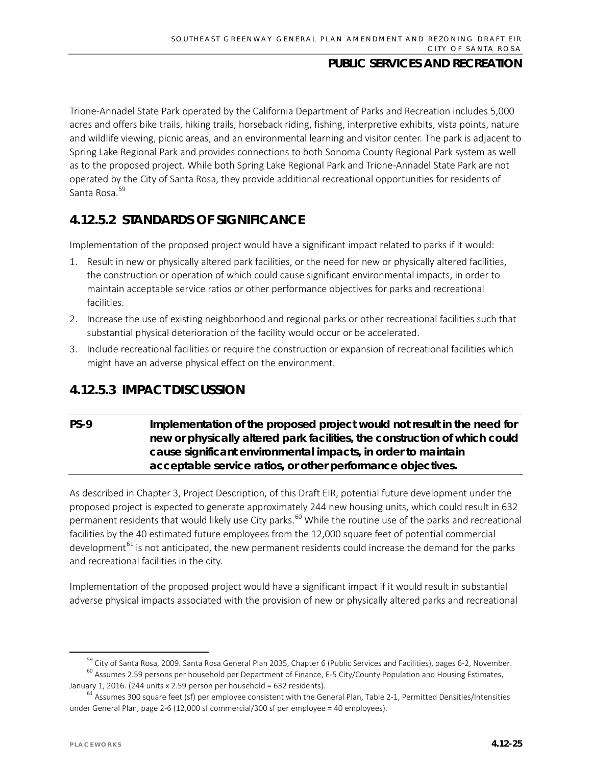Trione-Annadel State Park operated by the California Department of Parks and Recreation includes 5,000 acres and offers bike trails, hiking trails, horseback riding, fishing, interpretive exhibits, vista points, nature and wildlife viewing, picnic areas, and an environmental learning and visitor center. The park is adjacent to Spring Lake Regional Park and provides connections to both Sonoma County Regional Park system as well as to the proposed project. While both Spring Lake Regional Park and Trione-Annadel State Park are not operated by the City of Santa Rosa, they provide additional recreational opportunities for residents of Santa Rosa.[59]

## 4.12.5.2 STANDARDS OF SIGNIFICANCE

Implementation of the proposed project would have a significant impact related to parks if it would:

1. Result in new or physically altered park facilities, or the need for new or physically altered facilities, the construction or operation of which could cause significant environmental impacts, in order to maintain acceptable service ratios or other performance objectives for parks and recreational facilities.
2. Increase the use of existing neighborhood and regional parks or other recreational facilities such that substantial physical deterioration of the facility would occur or be accelerated.
3. Include recreational facilities or require the construction or expansion of recreational facilities which might have an adverse physical effect on the environment.

## 4.12.5.3 IMPACT DISCUSSION

**PS-9** **Implementation of the proposed project would not result in the need for new or physically altered park facilities, the construction of which could cause significant environmental impacts, in order to maintain acceptable service ratios, or other performance objectives.**

As described in Chapter 3, Project Description, of this Draft EIR, potential future development under the proposed project is expected to generate approximately 244 new housing units, which could result in 632 permanent residents that would likely use City parks.[60] While the routine use of the parks and recreational facilities by the 40 estimated future employees from the 12,000 square feet of potential commercial development[61] is not anticipated, the new permanent residents could increase the demand for the parks and recreational facilities in the city.

Implementation of the proposed project would have a significant impact if it would result in substantial adverse physical impacts associated with the provision of new or physically altered parks and recreational

---

[59] City of Santa Rosa, 2009. Santa Rosa General Plan 2035, Chapter 6 (Public Services and Facilities), pages 6-2, November.

[60] Assumes 2.59 persons per household per Department of Finance, E-5 City/County Population and Housing Estimates, January 1, 2016. (244 units x 2.59 person per household = 632 residents).

[61] Assumes 300 square feet (sf) per employee consistent with the General Plan, Table 2-1, Permitted Densities/Intensities under General Plan, page 2-6 (12,000 sf commercial/300 sf per employee = 40 employees).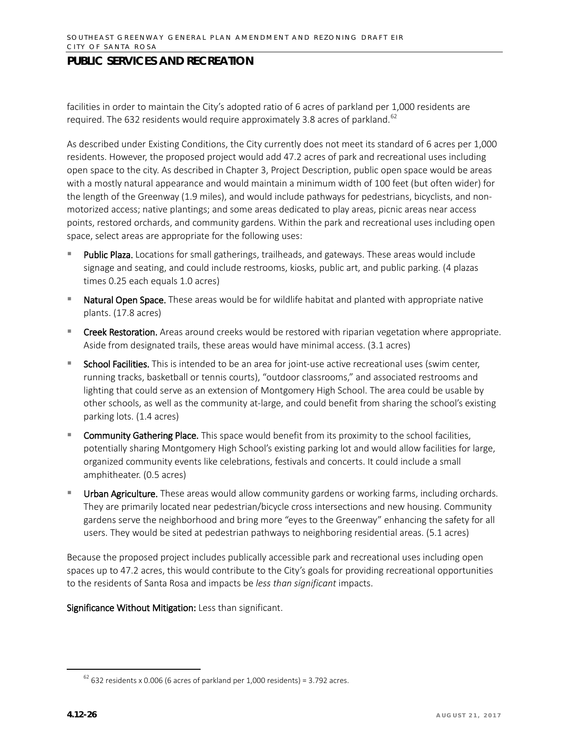facilities in order to maintain the City's adopted ratio of 6 acres of parkland per 1,000 residents are required. The 632 residents would require approximately 3.8 acres of parkland.[62]

As described under Existing Conditions, the City currently does not meet its standard of 6 acres per 1,000 residents. However, the proposed project would add 47.2 acres of park and recreational uses including open space to the city. As described in Chapter 3, Project Description, public open space would be areas with a mostly natural appearance and would maintain a minimum width of 100 feet (but often wider) for the length of the Greenway (1.9 miles), and would include pathways for pedestrians, bicyclists, and non-motorized access; native plantings; and some areas dedicated to play areas, picnic areas near access points, restored orchards, and community gardens. Within the park and recreational uses including open space, select areas are appropriate for the following uses:

- **Public Plaza.** Locations for small gatherings, trailheads, and gateways. These areas would include signage and seating, and could include restrooms, kiosks, public art, and public parking. (4 plazas times 0.25 each equals 1.0 acres)
- **Natural Open Space.** These areas would be for wildlife habitat and planted with appropriate native plants. (17.8 acres)
- **Creek Restoration.** Areas around creeks would be restored with riparian vegetation where appropriate. Aside from designated trails, these areas would have minimal access. (3.1 acres)
- **School Facilities.** This is intended to be an area for joint-use active recreational uses (swim center, running tracks, basketball or tennis courts), "outdoor classrooms," and associated restrooms and lighting that could serve as an extension of Montgomery High School. The area could be usable by other schools, as well as the community at-large, and could benefit from sharing the school's existing parking lots. (1.4 acres)
- **Community Gathering Place.** This space would benefit from its proximity to the school facilities, potentially sharing Montgomery High School's existing parking lot and would allow facilities for large, organized community events like celebrations, festivals and concerts. It could include a small amphitheater. (0.5 acres)
- **Urban Agriculture.** These areas would allow community gardens or working farms, including orchards. They are primarily located near pedestrian/bicycle cross intersections and new housing. Community gardens serve the neighborhood and bring more "eyes to the Greenway" enhancing the safety for all users. They would be sited at pedestrian pathways to neighboring residential areas. (5.1 acres)

Because the proposed project includes publically accessible park and recreational uses including open spaces up to 47.2 acres, this would contribute to the City's goals for providing recreational opportunities to the residents of Santa Rosa and impacts be *less than significant* impacts.

**Significance Without Mitigation:** Less than significant.

---

[62] 632 residents x 0.006 (6 acres of parkland per 1,000 residents) = 3.792 acres.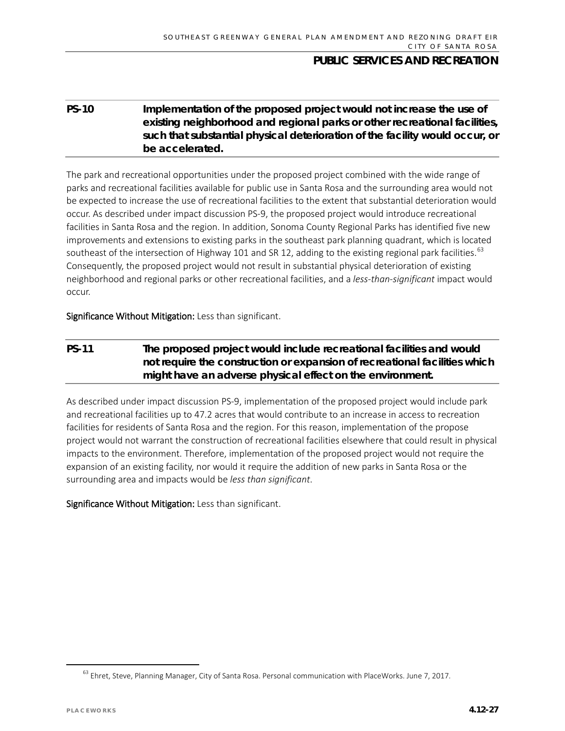**PS-10 Implementation of the proposed project would not increase the use of existing neighborhood and regional parks or other recreational facilities, such that substantial physical deterioration of the facility would occur, or be accelerated.**

The park and recreational opportunities under the proposed project combined with the wide range of parks and recreational facilities available for public use in Santa Rosa and the surrounding area would not be expected to increase the use of recreational facilities to the extent that substantial deterioration would occur. As described under impact discussion PS-9, the proposed project would introduce recreational facilities in Santa Rosa and the region. In addition, Sonoma County Regional Parks has identified five new improvements and extensions to existing parks in the southeast park planning quadrant, which is located southeast of the intersection of Highway 101 and SR 12, adding to the existing regional park facilities.[63] Consequently, the proposed project would not result in substantial physical deterioration of existing neighborhood and regional parks or other recreational facilities, and a *less-than-significant* impact would occur.

**Significance Without Mitigation:** Less than significant.

**PS-11 The proposed project would include recreational facilities and would not require the construction or expansion of recreational facilities which might have an adverse physical effect on the environment.**

As described under impact discussion PS-9, implementation of the proposed project would include park and recreational facilities up to 47.2 acres that would contribute to an increase in access to recreation facilities for residents of Santa Rosa and the region. For this reason, implementation of the propose project would not warrant the construction of recreational facilities elsewhere that could result in physical impacts to the environment. Therefore, implementation of the proposed project would not require the expansion of an existing facility, nor would it require the addition of new parks in Santa Rosa or the surrounding area and impacts would be *less than significant*.

**Significance Without Mitigation:** Less than significant.

---

[63] Ehret, Steve, Planning Manager, City of Santa Rosa. Personal communication with PlaceWorks. June 7, 2017.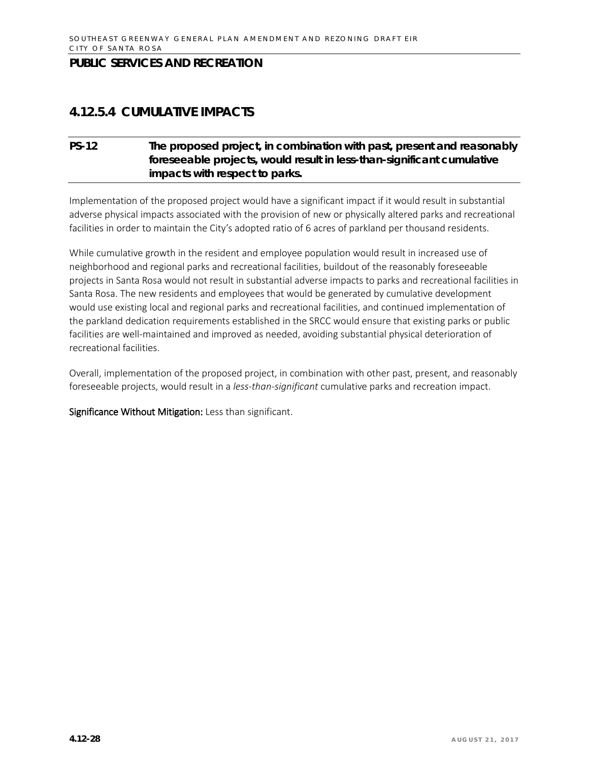## PUBLIC SERVICES AND RECREATION

### 4.12.5.4 CUMULATIVE IMPACTS

**PS-12 The proposed project, in combination with past, present and reasonably foreseeable projects, would result in less-than-significant cumulative impacts with respect to parks.**

Implementation of the proposed project would have a significant impact if it would result in substantial adverse physical impacts associated with the provision of new or physically altered parks and recreational facilities in order to maintain the City's adopted ratio of 6 acres of parkland per thousand residents.

While cumulative growth in the resident and employee population would result in increased use of neighborhood and regional parks and recreational facilities, buildout of the reasonably foreseeable projects in Santa Rosa would not result in substantial adverse impacts to parks and recreational facilities in Santa Rosa. The new residents and employees that would be generated by cumulative development would use existing local and regional parks and recreational facilities, and continued implementation of the parkland dedication requirements established in the SRCC would ensure that existing parks or public facilities are well-maintained and improved as needed, avoiding substantial physical deterioration of recreational facilities.

Overall, implementation of the proposed project, in combination with other past, present, and reasonably foreseeable projects, would result in a *less-than-significant* cumulative parks and recreation impact.

**Significance Without Mitigation:** Less than significant.